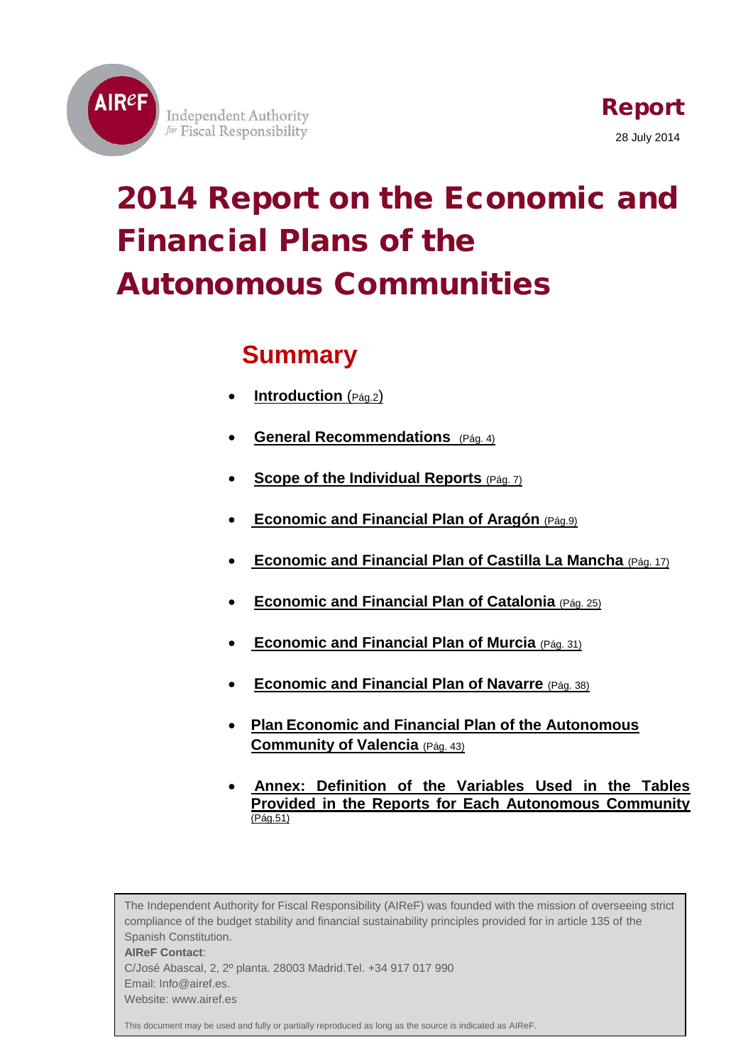AIReF Independent Authority for Fiscal Responsibility

**Report**

28 July 2014

# 2014 Report on the Economic and Financial Plans of the Autonomous Communities

## Summary

- **Introduction** (Pág.2)
- **General Recommendations** (Pág. 4)
- **Scope of the Individual Reports** (Pág. 7)
- **Economic and Financial Plan of Aragón** (Pág.9)
- **Economic and Financial Plan of Castilla La Mancha** (Pág. 17)
- **Economic and Financial Plan of Catalonia** (Pág. 25)
- **Economic and Financial Plan of Murcia** (Pág. 31)
- **Economic and Financial Plan of Navarre** (Pág. 38)
- **Plan Economic and Financial Plan of the Autonomous Community of Valencia** (Pág. 43)
- **Annex: Definition of the Variables Used in the Tables Provided in the Reports for Each Autonomous Community** (Pág.51)

The Independent Authority for Fiscal Responsibility (AIReF) was founded with the mission of overseeing strict compliance of the budget stability and financial sustainability principles provided for in article 135 of the Spanish Constitution.

**AIReF Contact**:
C/José Abascal, 2, 2º planta. 28003 Madrid.Tel. +34 917 017 990
Email: Info@airef.es.
Website: www.airef.es

This document may be used and fully or partially reproduced as long as the source is indicated as AIReF.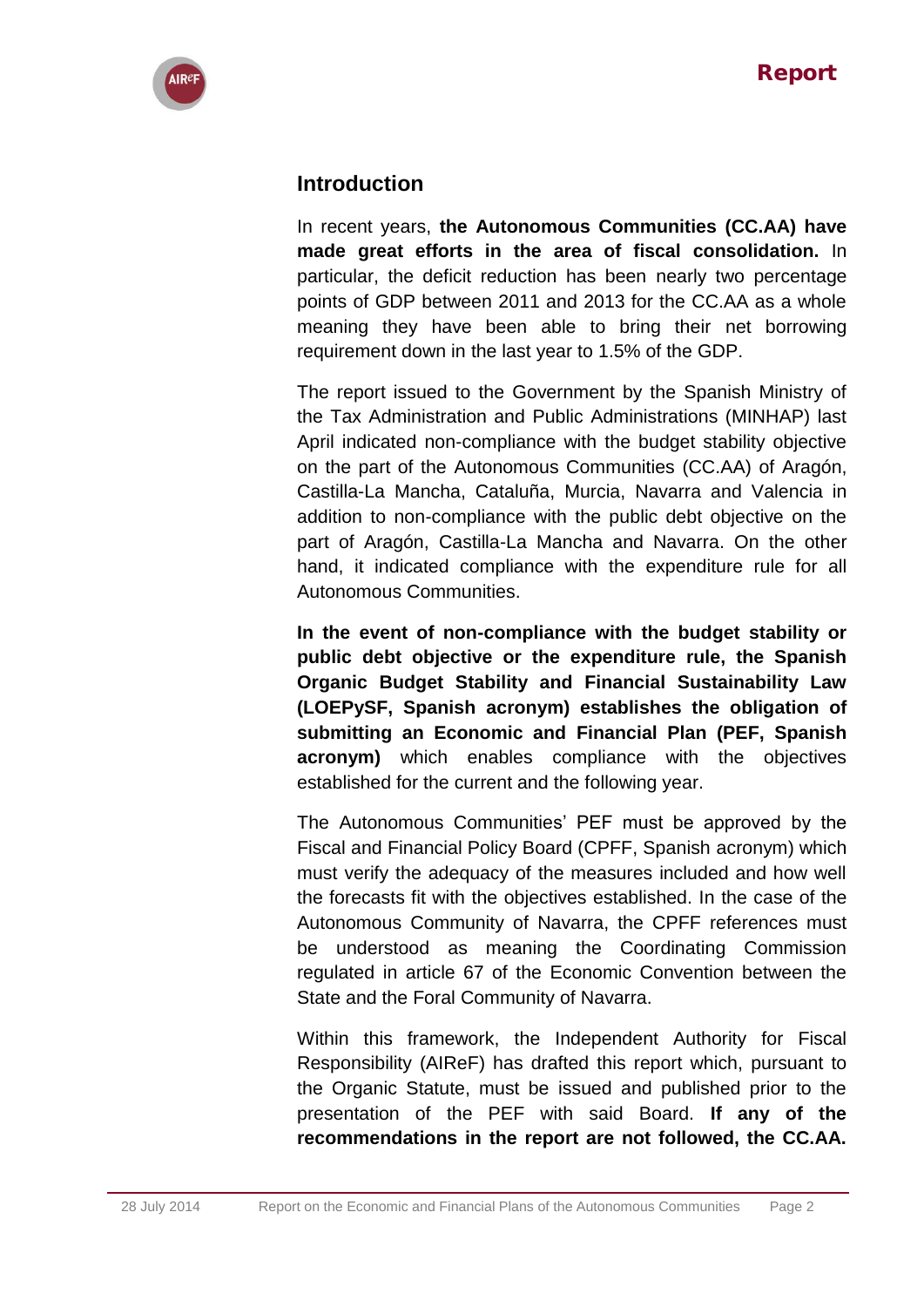## Introduction

In recent years, **the Autonomous Communities (CC.AA) have made great efforts in the area of fiscal consolidation.** In particular, the deficit reduction has been nearly two percentage points of GDP between 2011 and 2013 for the CC.AA as a whole meaning they have been able to bring their net borrowing requirement down in the last year to 1.5% of the GDP.

The report issued to the Government by the Spanish Ministry of the Tax Administration and Public Administrations (MINHAP) last April indicated non-compliance with the budget stability objective on the part of the Autonomous Communities (CC.AA) of Aragón, Castilla-La Mancha, Cataluña, Murcia, Navarra and Valencia in addition to non-compliance with the public debt objective on the part of Aragón, Castilla-La Mancha and Navarra. On the other hand, it indicated compliance with the expenditure rule for all Autonomous Communities.

**In the event of non-compliance with the budget stability or public debt objective or the expenditure rule, the Spanish Organic Budget Stability and Financial Sustainability Law (LOEPySF, Spanish acronym) establishes the obligation of submitting an Economic and Financial Plan (PEF, Spanish acronym)** which enables compliance with the objectives established for the current and the following year.

The Autonomous Communities' PEF must be approved by the Fiscal and Financial Policy Board (CPFF, Spanish acronym) which must verify the adequacy of the measures included and how well the forecasts fit with the objectives established. In the case of the Autonomous Community of Navarra, the CPFF references must be understood as meaning the Coordinating Commission regulated in article 67 of the Economic Convention between the State and the Foral Community of Navarra.

Within this framework, the Independent Authority for Fiscal Responsibility (AIReF) has drafted this report which, pursuant to the Organic Statute, must be issued and published prior to the presentation of the PEF with said Board. **If any of the recommendations in the report are not followed, the CC.AA.**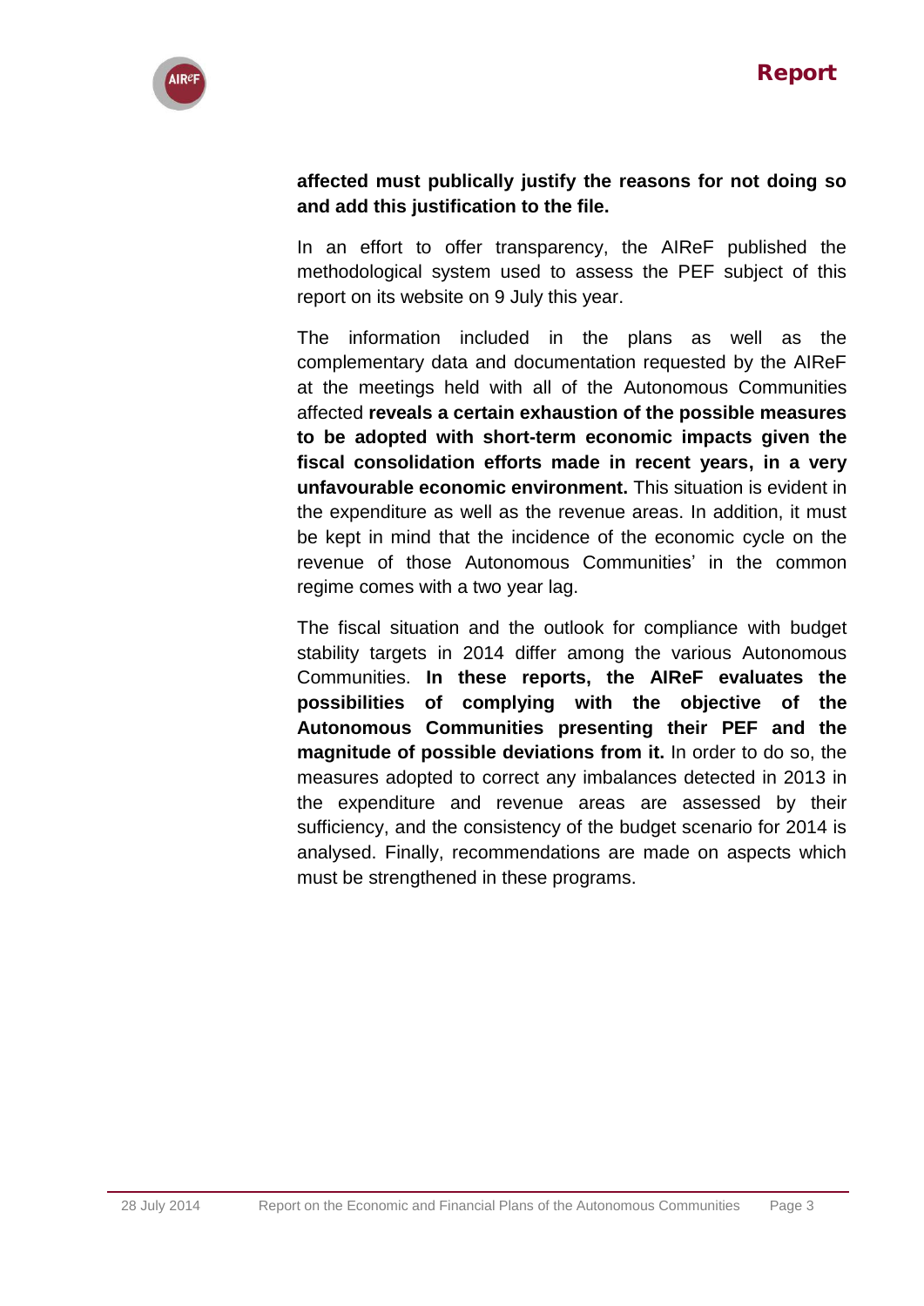**affected must publically justify the reasons for not doing so and add this justification to the file.**

In an effort to offer transparency, the AIReF published the methodological system used to assess the PEF subject of this report on its website on 9 July this year.

The information included in the plans as well as the complementary data and documentation requested by the AIReF at the meetings held with all of the Autonomous Communities affected **reveals a certain exhaustion of the possible measures to be adopted with short-term economic impacts given the fiscal consolidation efforts made in recent years, in a very unfavourable economic environment.** This situation is evident in the expenditure as well as the revenue areas. In addition, it must be kept in mind that the incidence of the economic cycle on the revenue of those Autonomous Communities' in the common regime comes with a two year lag.

The fiscal situation and the outlook for compliance with budget stability targets in 2014 differ among the various Autonomous Communities. **In these reports, the AIReF evaluates the possibilities of complying with the objective of the Autonomous Communities presenting their PEF and the magnitude of possible deviations from it.** In order to do so, the measures adopted to correct any imbalances detected in 2013 in the expenditure and revenue areas are assessed by their sufficiency, and the consistency of the budget scenario for 2014 is analysed. Finally, recommendations are made on aspects which must be strengthened in these programs.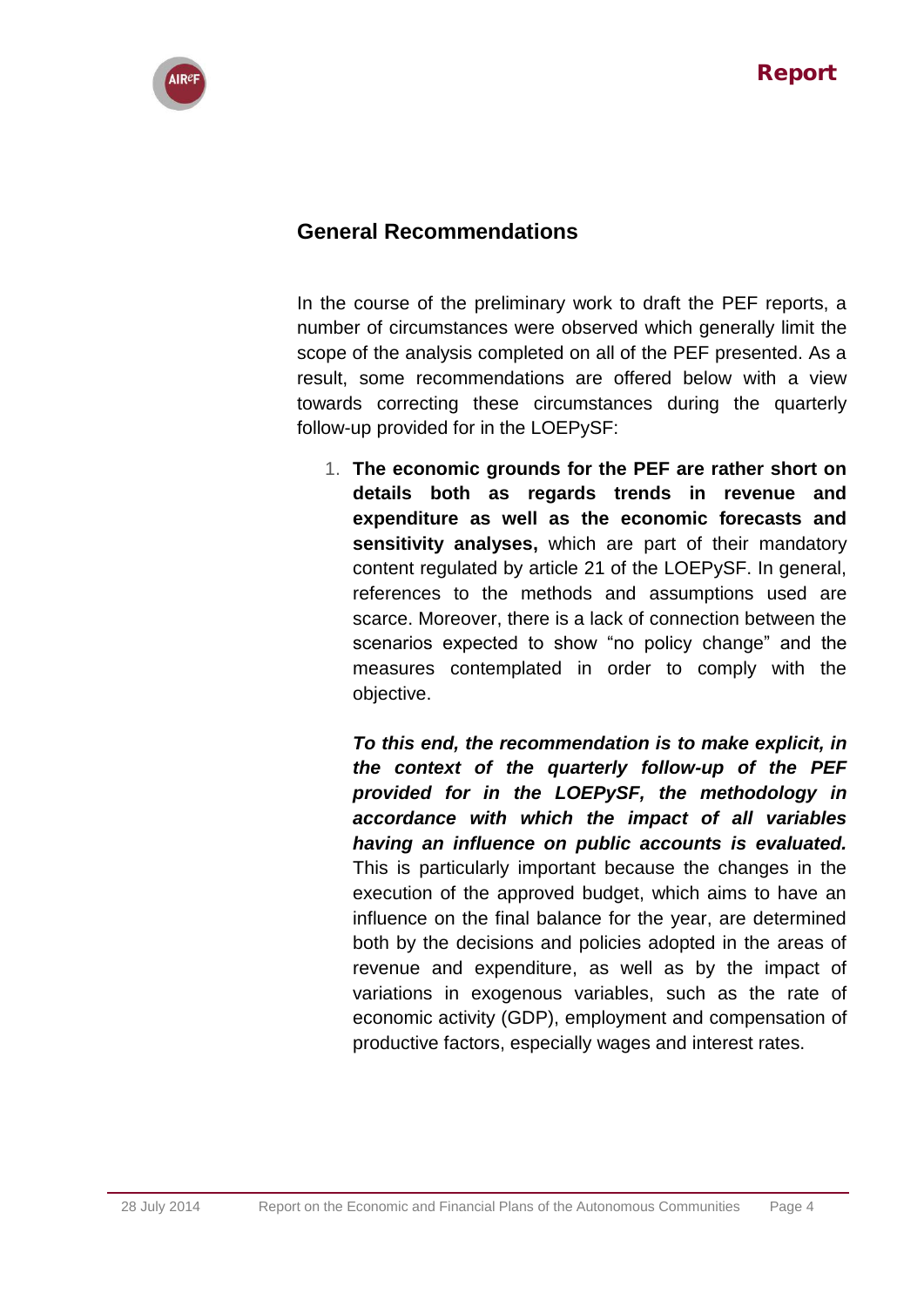## General Recommendations

In the course of the preliminary work to draft the PEF reports, a number of circumstances were observed which generally limit the scope of the analysis completed on all of the PEF presented. As a result, some recommendations are offered below with a view towards correcting these circumstances during the quarterly follow-up provided for in the LOEPySF:

1. **The economic grounds for the PEF are rather short on details both as regards trends in revenue and expenditure as well as the economic forecasts and sensitivity analyses,** which are part of their mandatory content regulated by article 21 of the LOEPySF. In general, references to the methods and assumptions used are scarce. Moreover, there is a lack of connection between the scenarios expected to show "no policy change" and the measures contemplated in order to comply with the objective.

   ***To this end, the recommendation is to make explicit, in the context of the quarterly follow-up of the PEF provided for in the LOEPySF, the methodology in accordance with which the impact of all variables having an influence on public accounts is evaluated.*** This is particularly important because the changes in the execution of the approved budget, which aims to have an influence on the final balance for the year, are determined both by the decisions and policies adopted in the areas of revenue and expenditure, as well as by the impact of variations in exogenous variables, such as the rate of economic activity (GDP), employment and compensation of productive factors, especially wages and interest rates.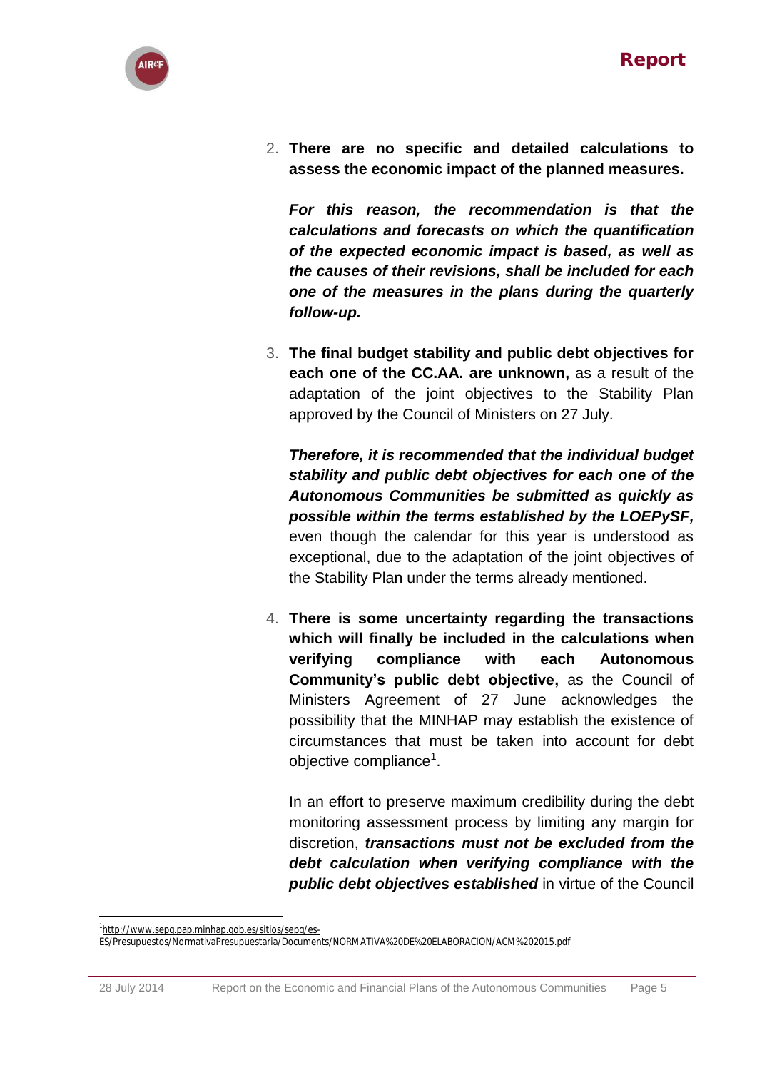2. **There are no specific and detailed calculations to assess the economic impact of the planned measures.**

   ***For this reason, the recommendation is that the calculations and forecasts on which the quantification of the expected economic impact is based, as well as the causes of their revisions, shall be included for each one of the measures in the plans during the quarterly follow-up.***

3. **The final budget stability and public debt objectives for each one of the CC.AA. are unknown,** as a result of the adaptation of the joint objectives to the Stability Plan approved by the Council of Ministers on 27 July.

   ***Therefore, it is recommended that the individual budget stability and public debt objectives for each one of the Autonomous Communities be submitted as quickly as possible within the terms established by the LOEPySF,*** even though the calendar for this year is understood as exceptional, due to the adaptation of the joint objectives of the Stability Plan under the terms already mentioned.

4. **There is some uncertainty regarding the transactions which will finally be included in the calculations when verifying compliance with each Autonomous Community's public debt objective,** as the Council of Ministers Agreement of 27 June acknowledges the possibility that the MINHAP may establish the existence of circumstances that must be taken into account for debt objective compliance[1].

   In an effort to preserve maximum credibility during the debt monitoring assessment process by limiting any margin for discretion, ***transactions must not be excluded from the debt calculation when verifying compliance with the public debt objectives established*** in virtue of the Council

---

[1] http://www.sepg.pap.minhap.gob.es/sitios/sepg/es-ES/Presupuestos/NormativaPresupuestaria/Documents/NORMATIVA%20DE%20ELABORACION/ACM%202015.pdf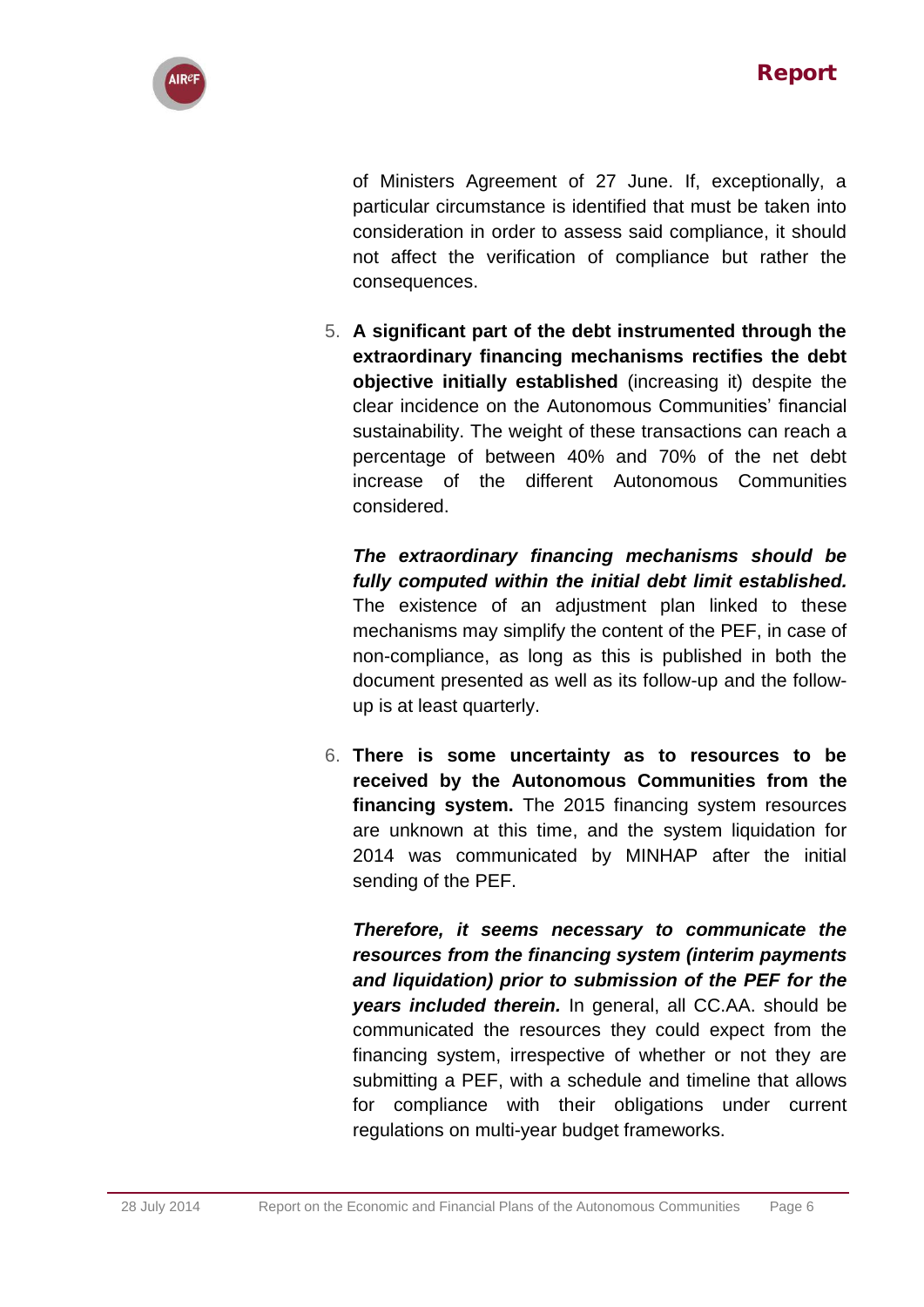of Ministers Agreement of 27 June. If, exceptionally, a particular circumstance is identified that must be taken into consideration in order to assess said compliance, it should not affect the verification of compliance but rather the consequences.

5. **A significant part of the debt instrumented through the extraordinary financing mechanisms rectifies the debt objective initially established** (increasing it) despite the clear incidence on the Autonomous Communities' financial sustainability. The weight of these transactions can reach a percentage of between 40% and 70% of the net debt increase of the different Autonomous Communities considered.

   ***The extraordinary financing mechanisms should be fully computed within the initial debt limit established.*** The existence of an adjustment plan linked to these mechanisms may simplify the content of the PEF, in case of non-compliance, as long as this is published in both the document presented as well as its follow-up and the follow-up is at least quarterly.

6. **There is some uncertainty as to resources to be received by the Autonomous Communities from the financing system.** The 2015 financing system resources are unknown at this time, and the system liquidation for 2014 was communicated by MINHAP after the initial sending of the PEF.

   ***Therefore, it seems necessary to communicate the resources from the financing system (interim payments and liquidation) prior to submission of the PEF for the years included therein.*** In general, all CC.AA. should be communicated the resources they could expect from the financing system, irrespective of whether or not they are submitting a PEF, with a schedule and timeline that allows for compliance with their obligations under current regulations on multi-year budget frameworks.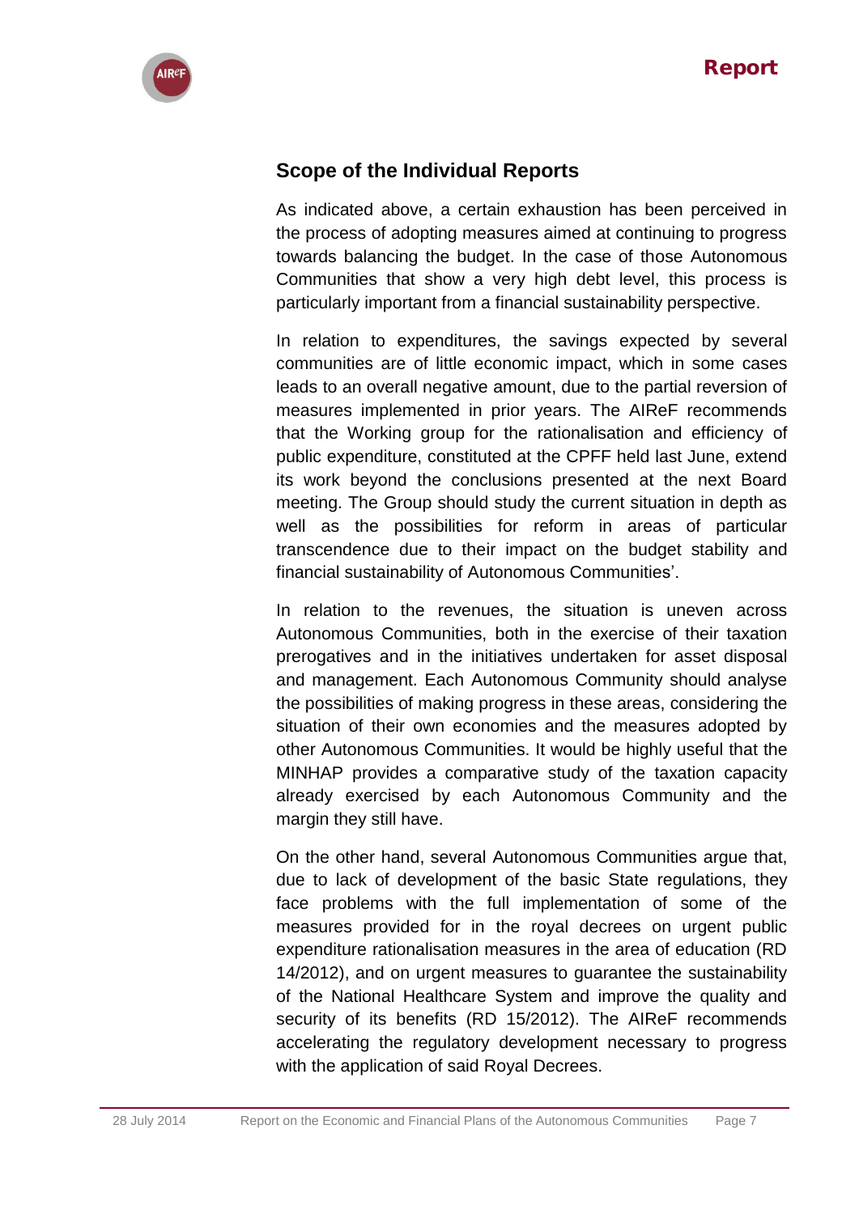## Scope of the Individual Reports

As indicated above, a certain exhaustion has been perceived in the process of adopting measures aimed at continuing to progress towards balancing the budget. In the case of those Autonomous Communities that show a very high debt level, this process is particularly important from a financial sustainability perspective.

In relation to expenditures, the savings expected by several communities are of little economic impact, which in some cases leads to an overall negative amount, due to the partial reversion of measures implemented in prior years. The AIReF recommends that the Working group for the rationalisation and efficiency of public expenditure, constituted at the CPFF held last June, extend its work beyond the conclusions presented at the next Board meeting. The Group should study the current situation in depth as well as the possibilities for reform in areas of particular transcendence due to their impact on the budget stability and financial sustainability of Autonomous Communities'.

In relation to the revenues, the situation is uneven across Autonomous Communities, both in the exercise of their taxation prerogatives and in the initiatives undertaken for asset disposal and management. Each Autonomous Community should analyse the possibilities of making progress in these areas, considering the situation of their own economies and the measures adopted by other Autonomous Communities. It would be highly useful that the MINHAP provides a comparative study of the taxation capacity already exercised by each Autonomous Community and the margin they still have.

On the other hand, several Autonomous Communities argue that, due to lack of development of the basic State regulations, they face problems with the full implementation of some of the measures provided for in the royal decrees on urgent public expenditure rationalisation measures in the area of education (RD 14/2012), and on urgent measures to guarantee the sustainability of the National Healthcare System and improve the quality and security of its benefits (RD 15/2012). The AIReF recommends accelerating the regulatory development necessary to progress with the application of said Royal Decrees.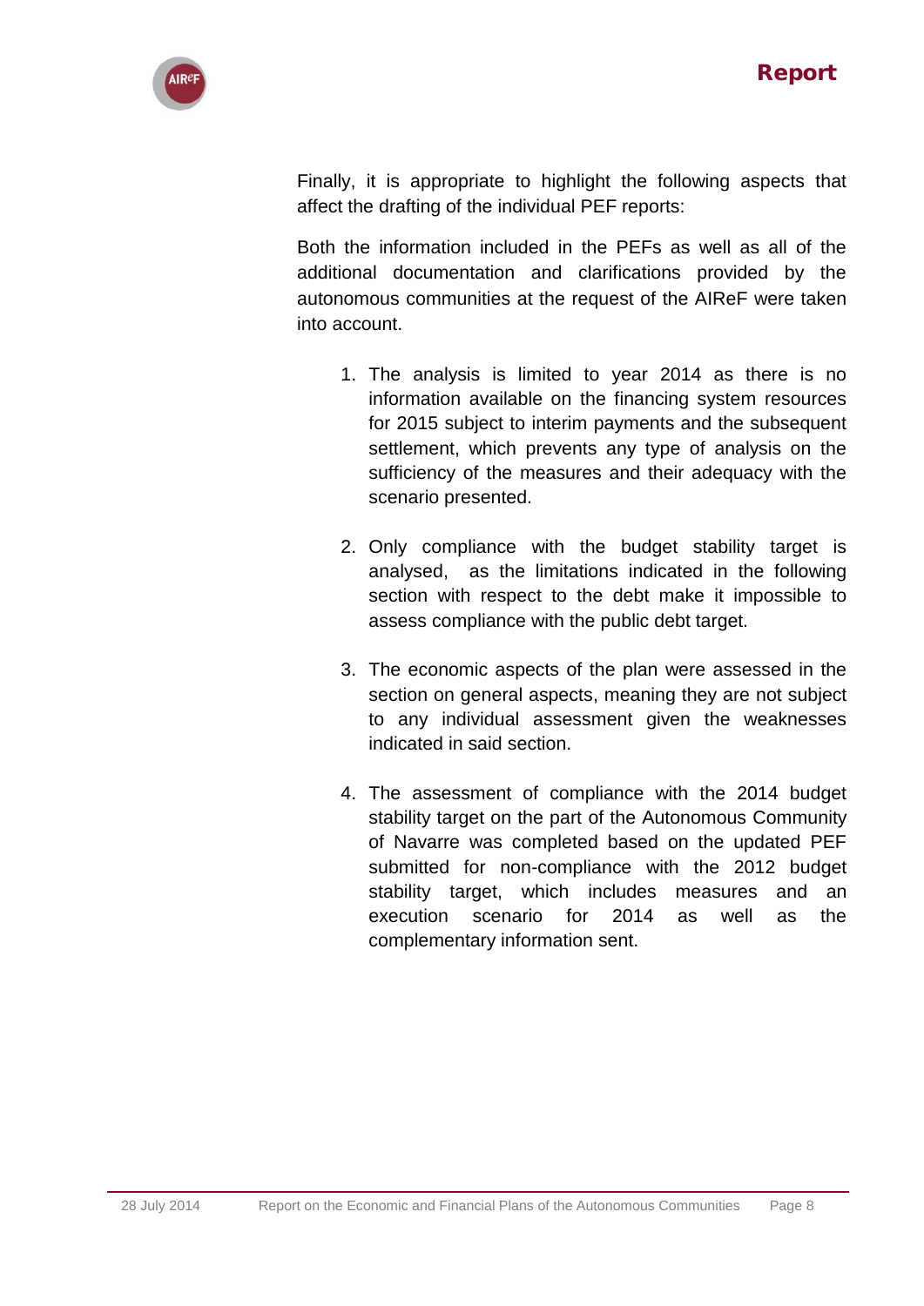Finally, it is appropriate to highlight the following aspects that affect the drafting of the individual PEF reports:

Both the information included in the PEFs as well as all of the additional documentation and clarifications provided by the autonomous communities at the request of the AIReF were taken into account.

1. The analysis is limited to year 2014 as there is no information available on the financing system resources for 2015 subject to interim payments and the subsequent settlement, which prevents any type of analysis on the sufficiency of the measures and their adequacy with the scenario presented.

2. Only compliance with the budget stability target is analysed, as the limitations indicated in the following section with respect to the debt make it impossible to assess compliance with the public debt target.

3. The economic aspects of the plan were assessed in the section on general aspects, meaning they are not subject to any individual assessment given the weaknesses indicated in said section.

4. The assessment of compliance with the 2014 budget stability target on the part of the Autonomous Community of Navarre was completed based on the updated PEF submitted for non-compliance with the 2012 budget stability target, which includes measures and an execution scenario for 2014 as well as the complementary information sent.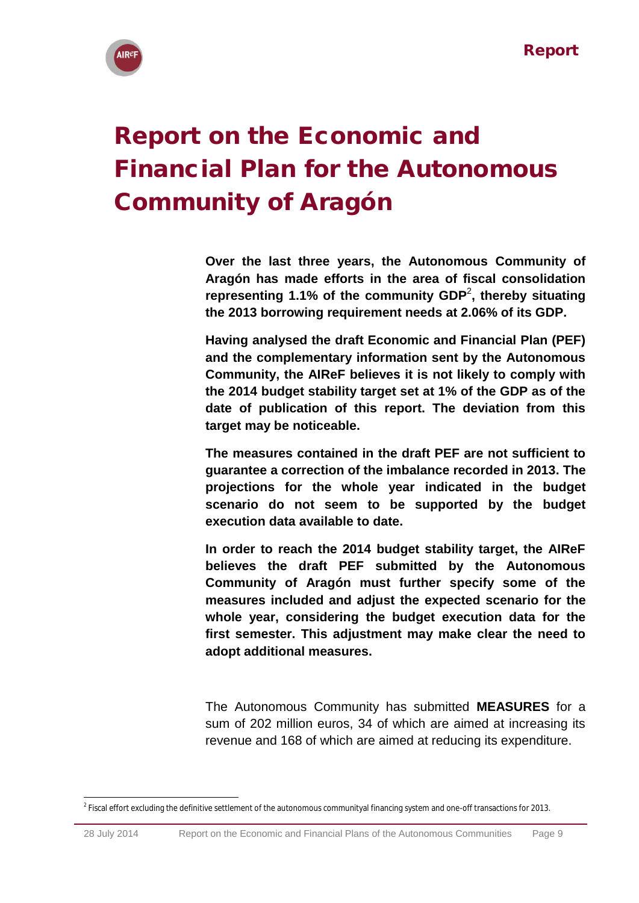# Report on the Economic and Financial Plan for the Autonomous Community of Aragón

**Over the last three years, the Autonomous Community of Aragón has made efforts in the area of fiscal consolidation representing 1.1% of the community GDP[2], thereby situating the 2013 borrowing requirement needs at 2.06% of its GDP.**

**Having analysed the draft Economic and Financial Plan (PEF) and the complementary information sent by the Autonomous Community, the AIReF believes it is not likely to comply with the 2014 budget stability target set at 1% of the GDP as of the date of publication of this report. The deviation from this target may be noticeable.**

**The measures contained in the draft PEF are not sufficient to guarantee a correction of the imbalance recorded in 2013. The projections for the whole year indicated in the budget scenario do not seem to be supported by the budget execution data available to date.**

**In order to reach the 2014 budget stability target, the AIReF believes the draft PEF submitted by the Autonomous Community of Aragón must further specify some of the measures included and adjust the expected scenario for the whole year, considering the budget execution data for the first semester. This adjustment may make clear the need to adopt additional measures.**

The Autonomous Community has submitted **MEASURES** for a sum of 202 million euros, 34 of which are aimed at increasing its revenue and 168 of which are aimed at reducing its expenditure.

[2] Fiscal effort excluding the definitive settlement of the autonomous communityal financing system and one-off transactions for 2013.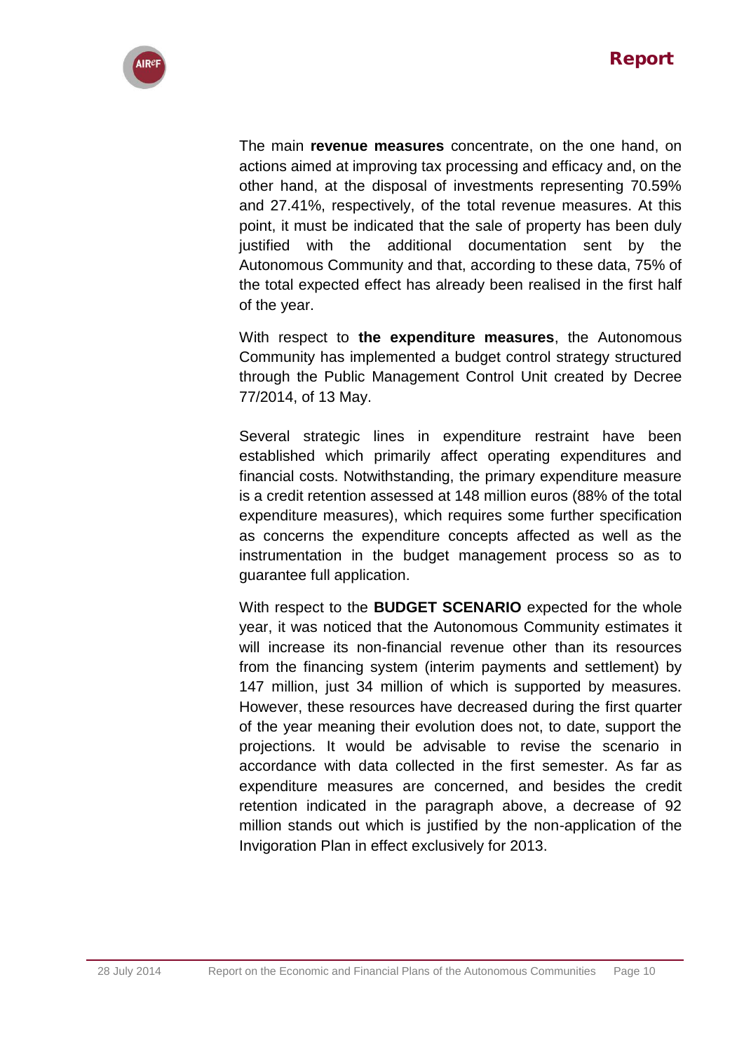The main **revenue measures** concentrate, on the one hand, on actions aimed at improving tax processing and efficacy and, on the other hand, at the disposal of investments representing 70.59% and 27.41%, respectively, of the total revenue measures. At this point, it must be indicated that the sale of property has been duly justified with the additional documentation sent by the Autonomous Community and that, according to these data, 75% of the total expected effect has already been realised in the first half of the year.

With respect to **the expenditure measures**, the Autonomous Community has implemented a budget control strategy structured through the Public Management Control Unit created by Decree 77/2014, of 13 May.

Several strategic lines in expenditure restraint have been established which primarily affect operating expenditures and financial costs. Notwithstanding, the primary expenditure measure is a credit retention assessed at 148 million euros (88% of the total expenditure measures), which requires some further specification as concerns the expenditure concepts affected as well as the instrumentation in the budget management process so as to guarantee full application.

With respect to the **BUDGET SCENARIO** expected for the whole year, it was noticed that the Autonomous Community estimates it will increase its non-financial revenue other than its resources from the financing system (interim payments and settlement) by 147 million, just 34 million of which is supported by measures. However, these resources have decreased during the first quarter of the year meaning their evolution does not, to date, support the projections. It would be advisable to revise the scenario in accordance with data collected in the first semester. As far as expenditure measures are concerned, and besides the credit retention indicated in the paragraph above, a decrease of 92 million stands out which is justified by the non-application of the Invigoration Plan in effect exclusively for 2013.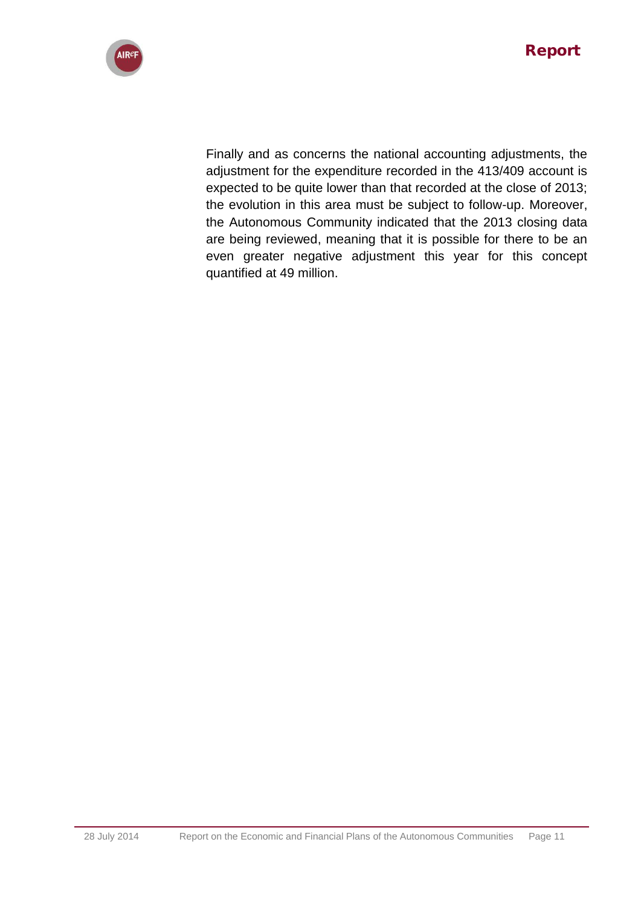Finally and as concerns the national accounting adjustments, the adjustment for the expenditure recorded in the 413/409 account is expected to be quite lower than that recorded at the close of 2013; the evolution in this area must be subject to follow-up. Moreover, the Autonomous Community indicated that the 2013 closing data are being reviewed, meaning that it is possible for there to be an even greater negative adjustment this year for this concept quantified at 49 million.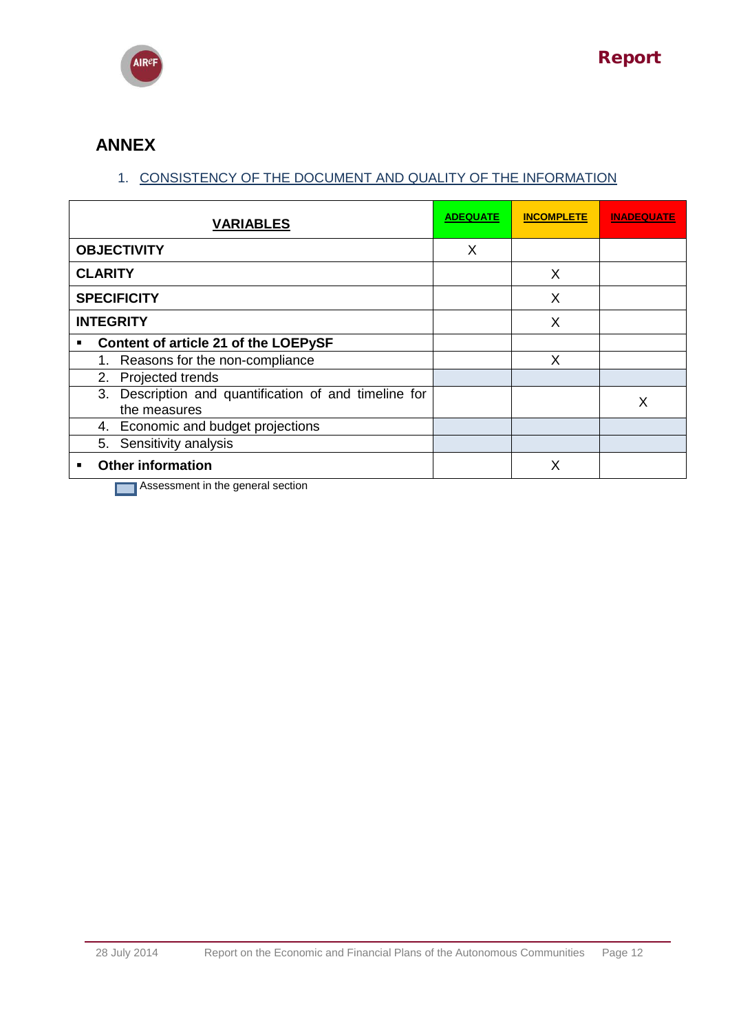## ANNEX

1. CONSISTENCY OF THE DOCUMENT AND QUALITY OF THE INFORMATION

| VARIABLES | ADEQUATE | INCOMPLETE | INADEQUATE |
|---|---|---|---|
| **OBJECTIVITY** | X | | |
| **CLARITY** | | X | |
| **SPECIFICITY** | | X | |
| **INTEGRITY** | | X | |
| ▪ **Content of article 21 of the LOEPySF** | | | |
| 1. Reasons for the non-compliance | | X | |
| 2. Projected trends | | | |
| 3. Description and quantification of and timeline for the measures | | | X |
| 4. Economic and budget projections | | | |
| 5. Sensitivity analysis | | | |
| ▪ **Other information** | | X | |

Assessment in the general section (shaded cells: rows 2, 4 and 5)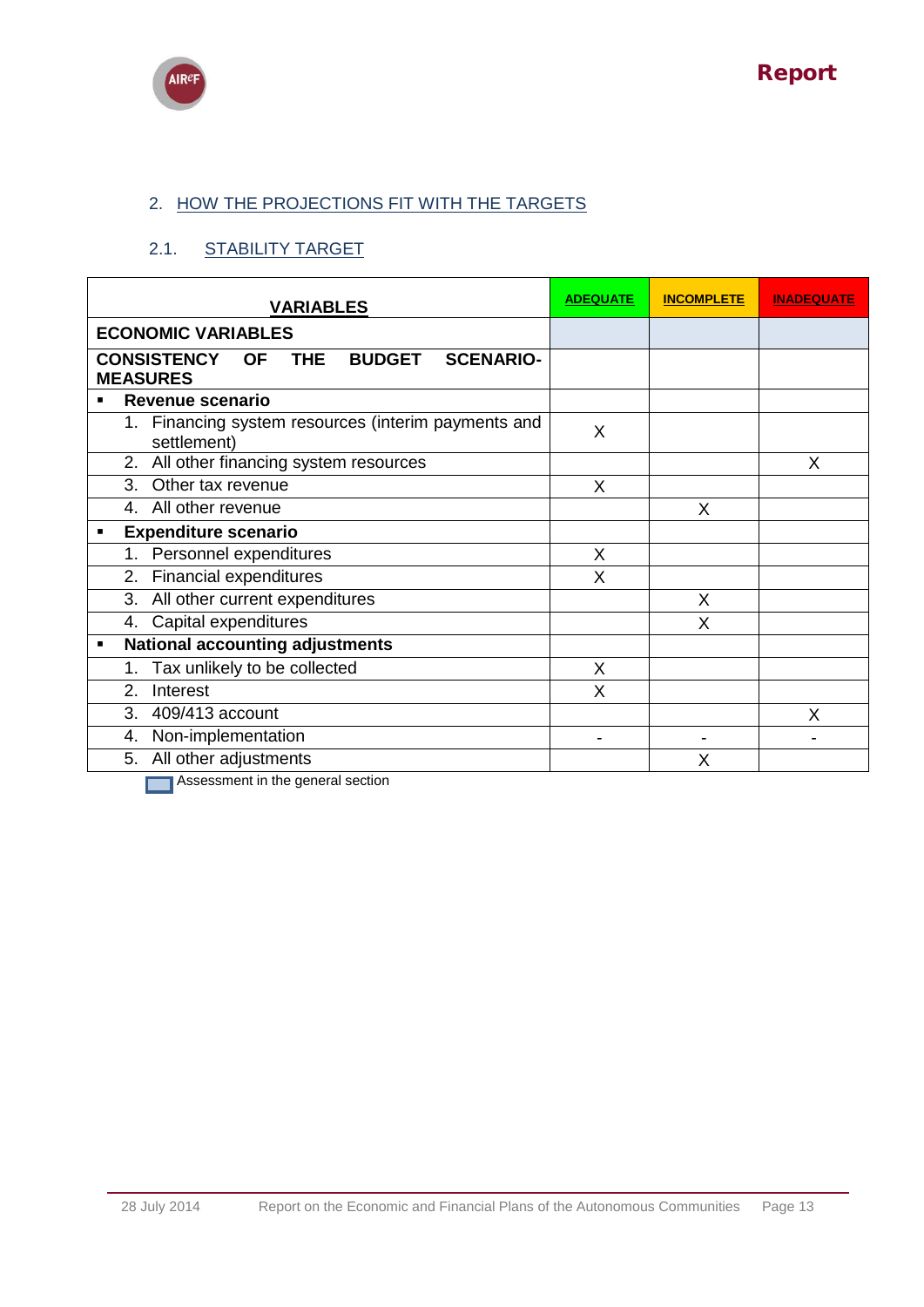## 2. HOW THE PROJECTIONS FIT WITH THE TARGETS

### 2.1. STABILITY TARGET

| VARIABLES | ADEQUATE | INCOMPLETE | INADEQUATE |
|---|---|---|---|
| **ECONOMIC VARIABLES** | | | |
| **CONSISTENCY OF THE BUDGET SCENARIO-MEASURES** | | | |
| ▪ **Revenue scenario** | | | |
| 1. Financing system resources (interim payments and settlement) | X | | |
| 2. All other financing system resources | | | X |
| 3. Other tax revenue | X | | |
| 4. All other revenue | | X | |
| ▪ **Expenditure scenario** | | | |
| 1. Personnel expenditures | X | | |
| 2. Financial expenditures | X | | |
| 3. All other current expenditures | | X | |
| 4. Capital expenditures | | X | |
| ▪ **National accounting adjustments** | | | |
| 1. Tax unlikely to be collected | X | | |
| 2. Interest | X | | |
| 3. 409/413 account | | | X |
| 4. Non-implementation | - | - | - |
| 5. All other adjustments | | X | |

Assessment in the general section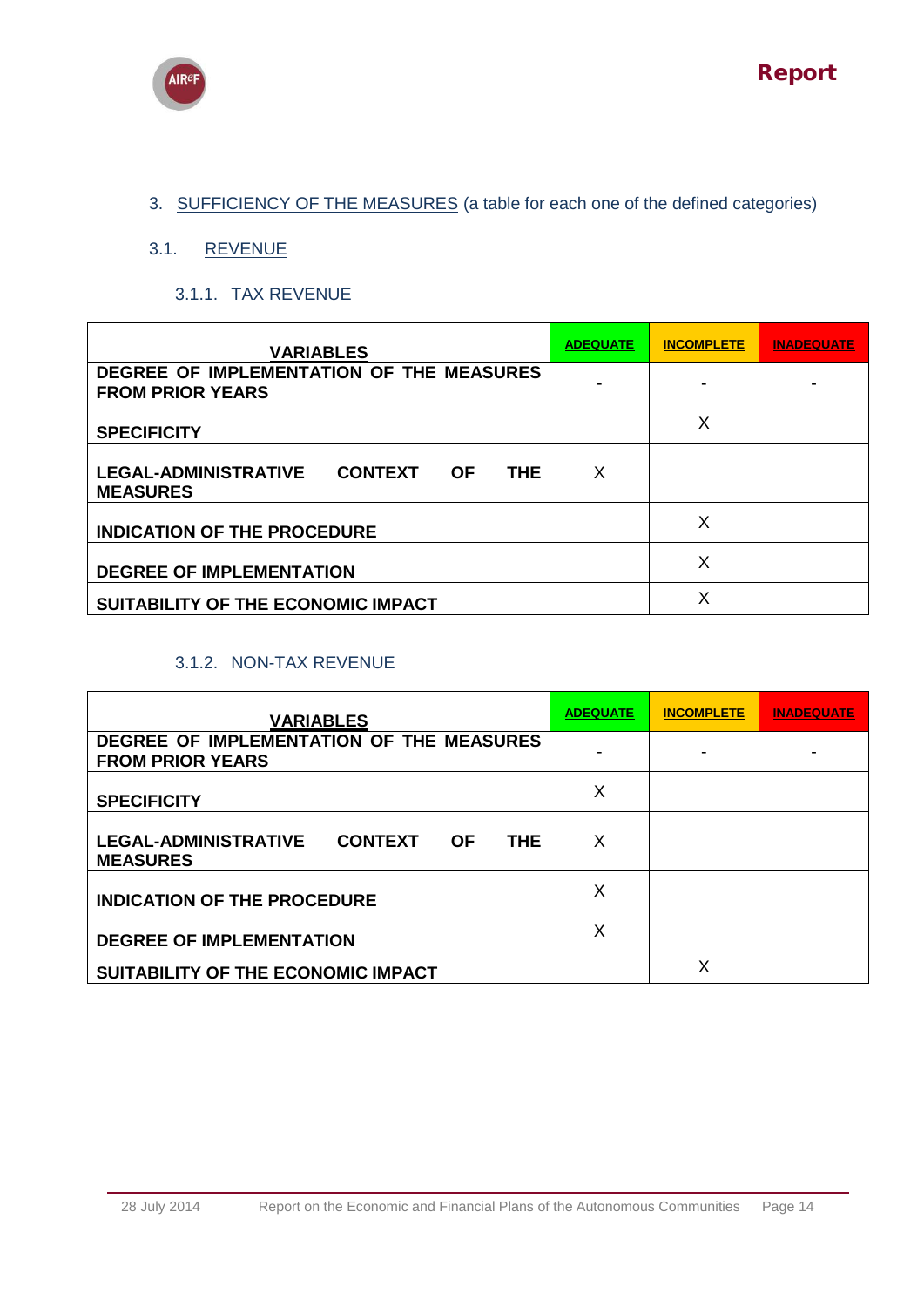## 3. SUFFICIENCY OF THE MEASURES (a table for each one of the defined categories)

### 3.1. REVENUE

#### 3.1.1. TAX REVENUE

| VARIABLES | ADEQUATE | INCOMPLETE | INADEQUATE |
|---|---|---|---|
| DEGREE OF IMPLEMENTATION OF THE MEASURES FROM PRIOR YEARS | - | - | - |
| SPECIFICITY | | X | |
| LEGAL-ADMINISTRATIVE CONTEXT OF THE MEASURES | X | | |
| INDICATION OF THE PROCEDURE | | X | |
| DEGREE OF IMPLEMENTATION | | X | |
| SUITABILITY OF THE ECONOMIC IMPACT | | X | |

#### 3.1.2. NON-TAX REVENUE

| VARIABLES | ADEQUATE | INCOMPLETE | INADEQUATE |
|---|---|---|---|
| DEGREE OF IMPLEMENTATION OF THE MEASURES FROM PRIOR YEARS | - | - | - |
| SPECIFICITY | X | | |
| LEGAL-ADMINISTRATIVE CONTEXT OF THE MEASURES | X | | |
| INDICATION OF THE PROCEDURE | X | | |
| DEGREE OF IMPLEMENTATION | X | | |
| SUITABILITY OF THE ECONOMIC IMPACT | | X | |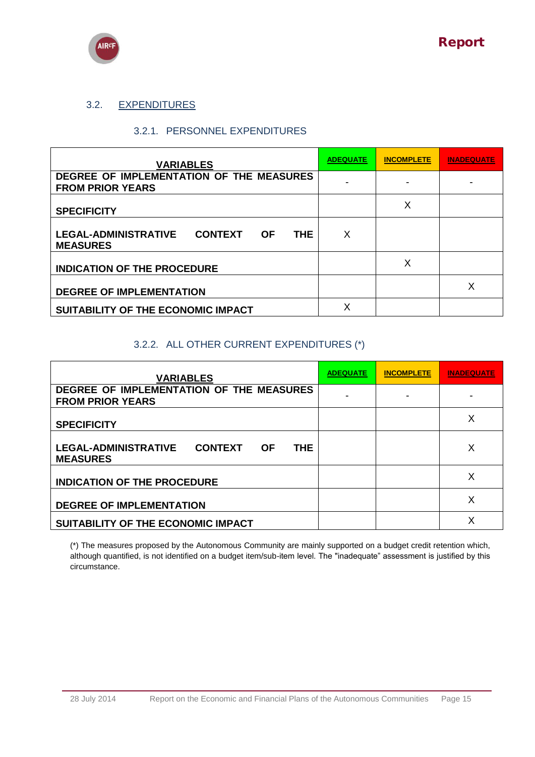## 3.2. EXPENDITURES

### 3.2.1. PERSONNEL EXPENDITURES

| VARIABLES | ADEQUATE | INCOMPLETE | INADEQUATE |
|---|---|---|---|
| DEGREE OF IMPLEMENTATION OF THE MEASURES FROM PRIOR YEARS | - | - | - |
| SPECIFICITY | | X | |
| LEGAL-ADMINISTRATIVE CONTEXT OF THE MEASURES | X | | |
| INDICATION OF THE PROCEDURE | | X | |
| DEGREE OF IMPLEMENTATION | | | X |
| SUITABILITY OF THE ECONOMIC IMPACT | X | | |

### 3.2.2. ALL OTHER CURRENT EXPENDITURES (*)

| VARIABLES | ADEQUATE | INCOMPLETE | INADEQUATE |
|---|---|---|---|
| DEGREE OF IMPLEMENTATION OF THE MEASURES FROM PRIOR YEARS | - | - | - |
| SPECIFICITY | | | X |
| LEGAL-ADMINISTRATIVE CONTEXT OF THE MEASURES | | | X |
| INDICATION OF THE PROCEDURE | | | X |
| DEGREE OF IMPLEMENTATION | | | X |
| SUITABILITY OF THE ECONOMIC IMPACT | | | X |

(*) The measures proposed by the Autonomous Community are mainly supported on a budget credit retention which, although quantified, is not identified on a budget item/sub-item level. The "inadequate" assessment is justified by this circumstance.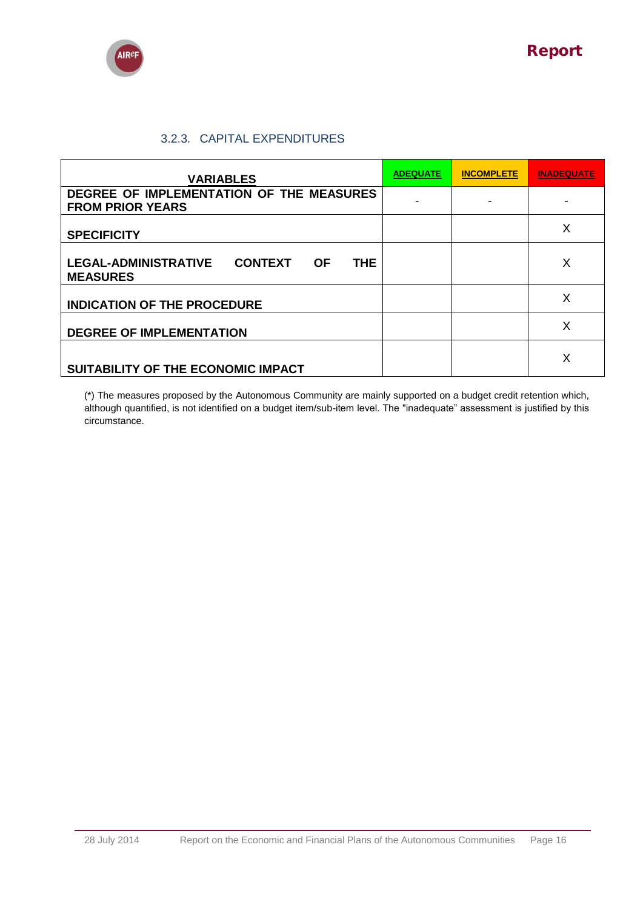### 3.2.3. CAPITAL EXPENDITURES

| VARIABLES | ADEQUATE | INCOMPLETE | INADEQUATE |
|---|---|---|---|
| **DEGREE OF IMPLEMENTATION OF THE MEASURES FROM PRIOR YEARS** | - | - | - |
| **SPECIFICITY** | | | X |
| **LEGAL-ADMINISTRATIVE CONTEXT OF THE MEASURES** | | | X |
| **INDICATION OF THE PROCEDURE** | | | X |
| **DEGREE OF IMPLEMENTATION** | | | X |
| **SUITABILITY OF THE ECONOMIC IMPACT** | | | X |

(*) The measures proposed by the Autonomous Community are mainly supported on a budget credit retention which, although quantified, is not identified on a budget item/sub-item level. The "inadequate" assessment is justified by this circumstance.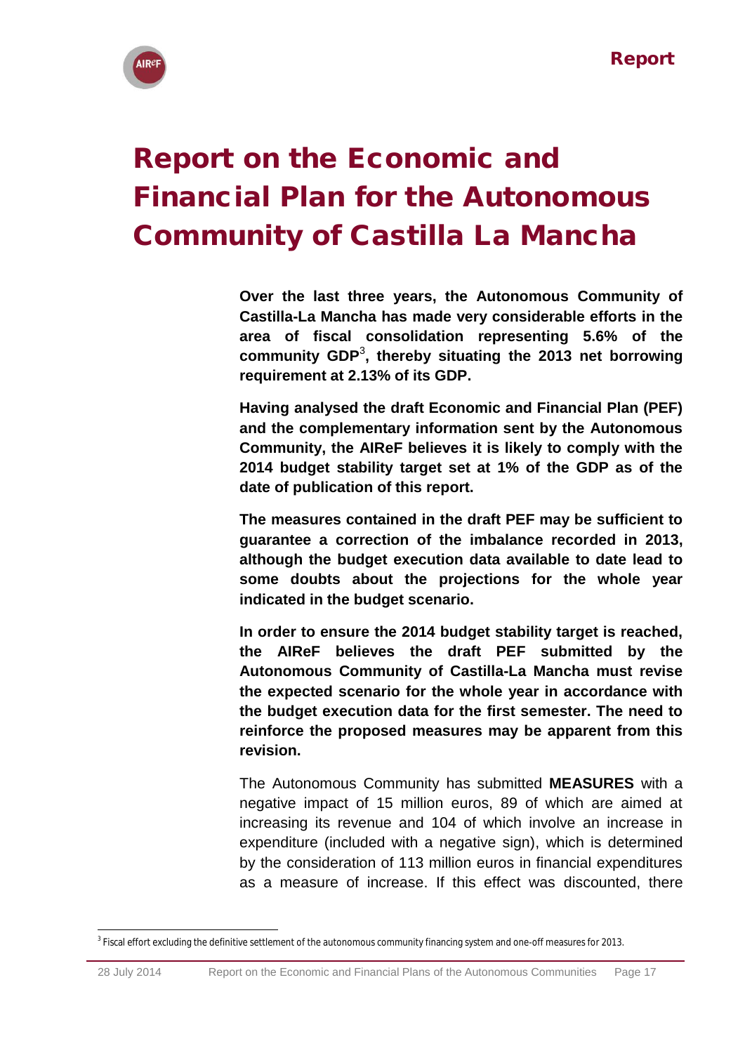# Report on the Economic and Financial Plan for the Autonomous Community of Castilla La Mancha

**Over the last three years, the Autonomous Community of Castilla-La Mancha has made very considerable efforts in the area of fiscal consolidation representing 5.6% of the community GDP[3], thereby situating the 2013 net borrowing requirement at 2.13% of its GDP.**

**Having analysed the draft Economic and Financial Plan (PEF) and the complementary information sent by the Autonomous Community, the AIReF believes it is likely to comply with the 2014 budget stability target set at 1% of the GDP as of the date of publication of this report.**

**The measures contained in the draft PEF may be sufficient to guarantee a correction of the imbalance recorded in 2013, although the budget execution data available to date lead to some doubts about the projections for the whole year indicated in the budget scenario.**

**In order to ensure the 2014 budget stability target is reached, the AIReF believes the draft PEF submitted by the Autonomous Community of Castilla-La Mancha must revise the expected scenario for the whole year in accordance with the budget execution data for the first semester. The need to reinforce the proposed measures may be apparent from this revision.**

The Autonomous Community has submitted **MEASURES** with a negative impact of 15 million euros, 89 of which are aimed at increasing its revenue and 104 of which involve an increase in expenditure (included with a negative sign), which is determined by the consideration of 113 million euros in financial expenditures as a measure of increase. If this effect was discounted, there

[3] Fiscal effort excluding the definitive settlement of the autonomous community financing system and one-off measures for 2013.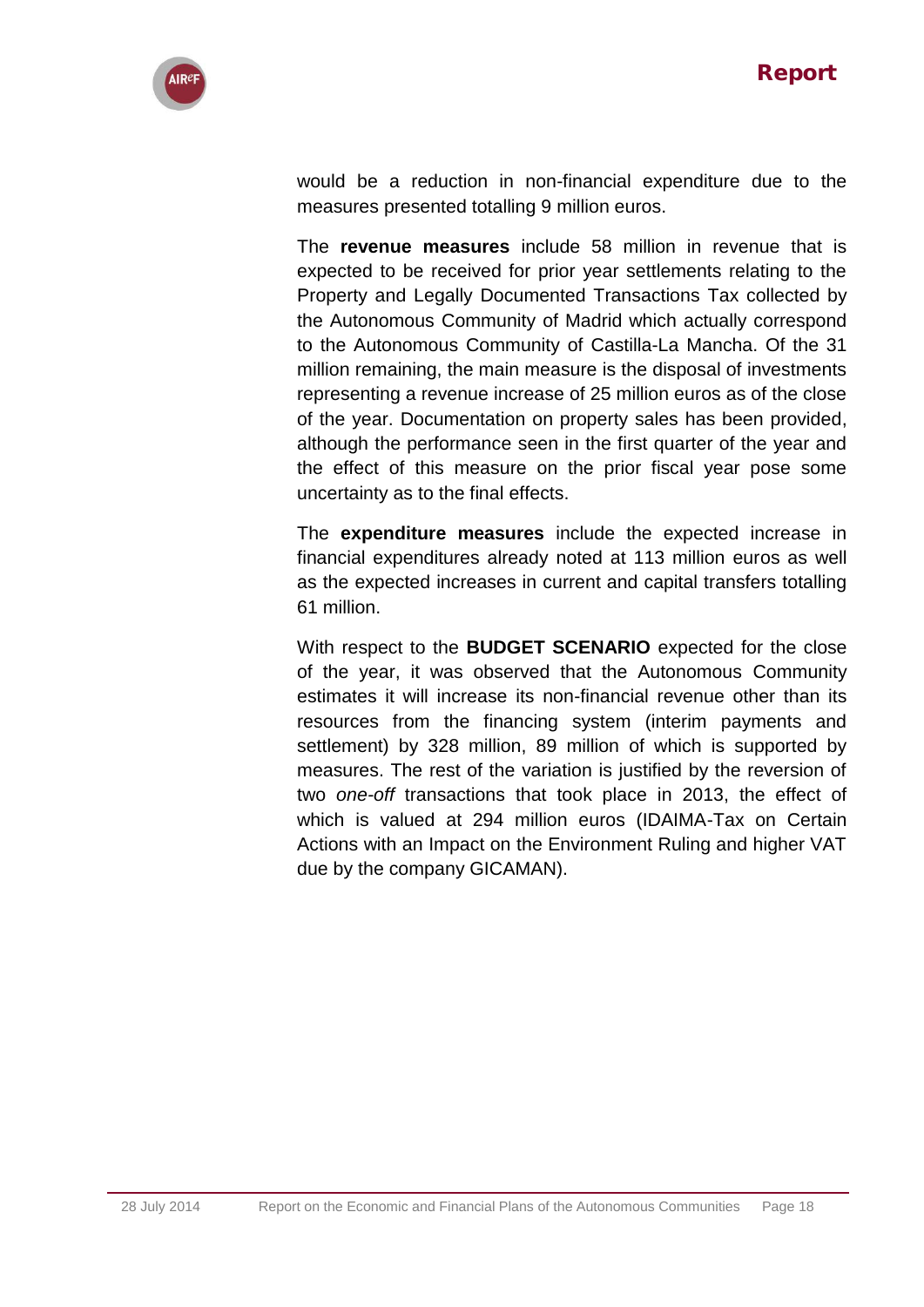would be a reduction in non-financial expenditure due to the measures presented totalling 9 million euros.

The **revenue measures** include 58 million in revenue that is expected to be received for prior year settlements relating to the Property and Legally Documented Transactions Tax collected by the Autonomous Community of Madrid which actually correspond to the Autonomous Community of Castilla-La Mancha. Of the 31 million remaining, the main measure is the disposal of investments representing a revenue increase of 25 million euros as of the close of the year. Documentation on property sales has been provided, although the performance seen in the first quarter of the year and the effect of this measure on the prior fiscal year pose some uncertainty as to the final effects.

The **expenditure measures** include the expected increase in financial expenditures already noted at 113 million euros as well as the expected increases in current and capital transfers totalling 61 million.

With respect to the **BUDGET SCENARIO** expected for the close of the year, it was observed that the Autonomous Community estimates it will increase its non-financial revenue other than its resources from the financing system (interim payments and settlement) by 328 million, 89 million of which is supported by measures. The rest of the variation is justified by the reversion of two *one-off* transactions that took place in 2013, the effect of which is valued at 294 million euros (IDAIMA-Tax on Certain Actions with an Impact on the Environment Ruling and higher VAT due by the company GICAMAN).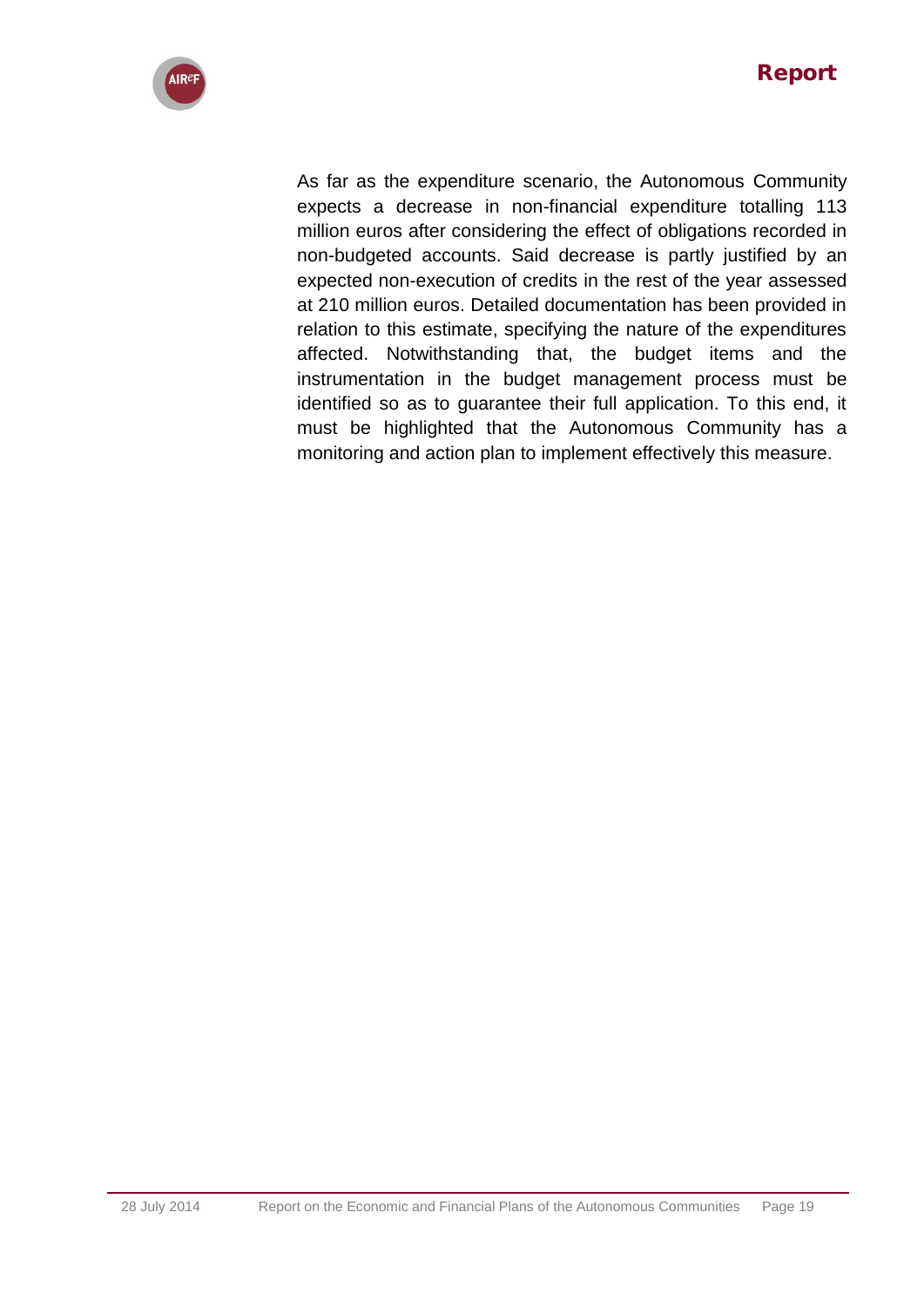As far as the expenditure scenario, the Autonomous Community expects a decrease in non-financial expenditure totalling 113 million euros after considering the effect of obligations recorded in non-budgeted accounts. Said decrease is partly justified by an expected non-execution of credits in the rest of the year assessed at 210 million euros. Detailed documentation has been provided in relation to this estimate, specifying the nature of the expenditures affected. Notwithstanding that, the budget items and the instrumentation in the budget management process must be identified so as to guarantee their full application. To this end, it must be highlighted that the Autonomous Community has a monitoring and action plan to implement effectively this measure.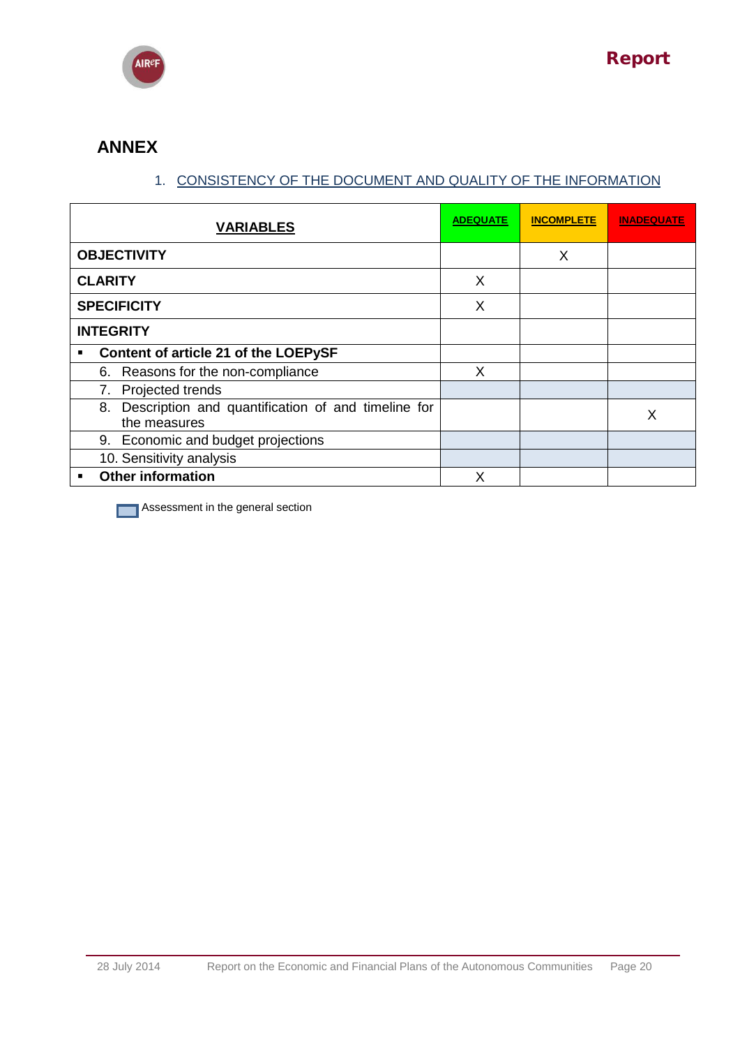## ANNEX

1. CONSISTENCY OF THE DOCUMENT AND QUALITY OF THE INFORMATION

| VARIABLES | ADEQUATE | INCOMPLETE | INADEQUATE |
|---|---|---|---|
| **OBJECTIVITY** | | X | |
| **CLARITY** | X | | |
| **SPECIFICITY** | X | | |
| **INTEGRITY** | | | |
| ▪ **Content of article 21 of the LOEPySF** | | | |
| 6. Reasons for the non-compliance | X | | |
| 7. Projected trends | | | |
| 8. Description and quantification of and timeline for the measures | | | X |
| 9. Economic and budget projections | | | |
| 10. Sensitivity analysis | | | |
| ▪ **Other information** | X | | |

Assessment in the general section (rows 7, 9 and 10)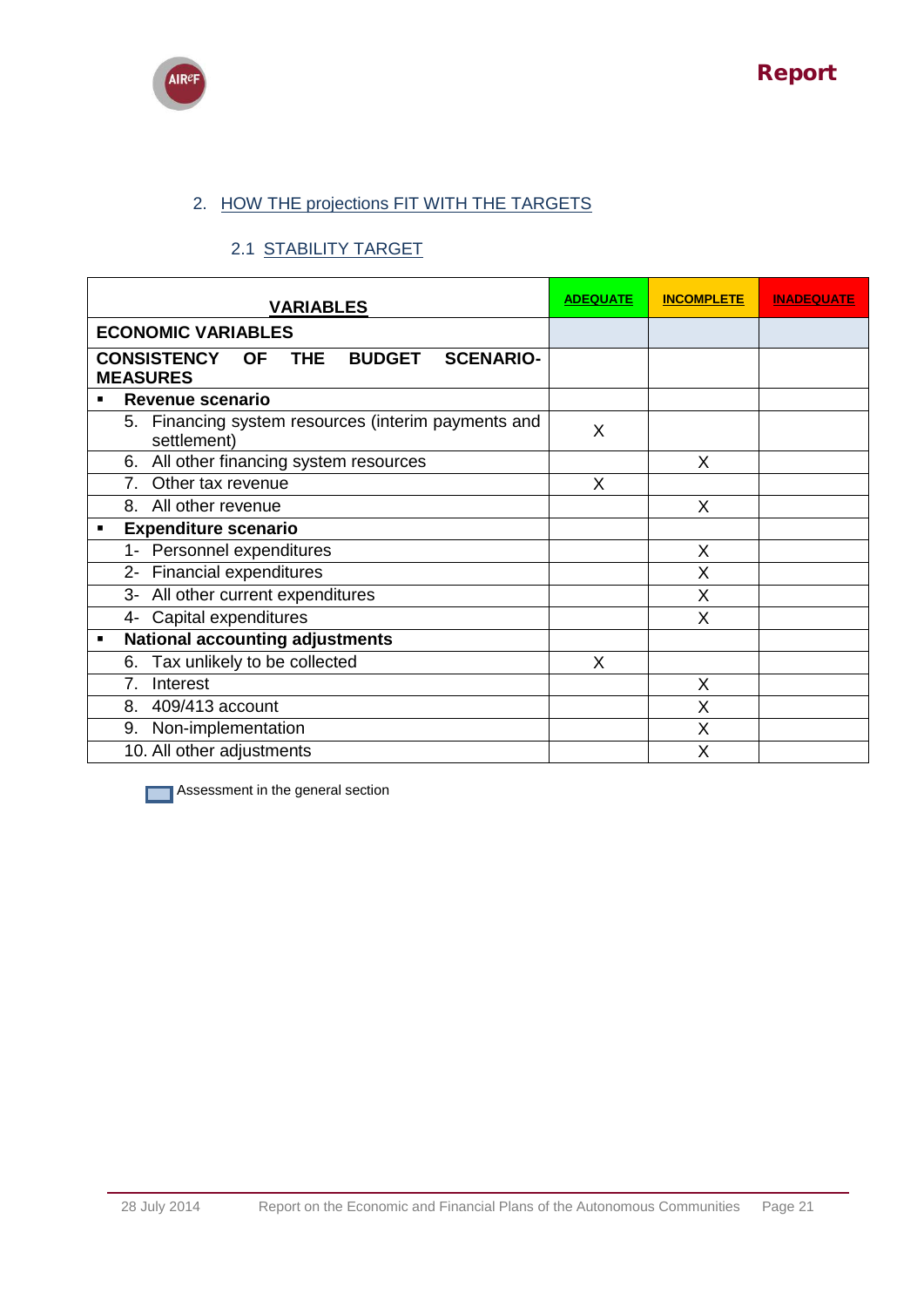## 2. HOW THE projections FIT WITH THE TARGETS

### 2.1 STABILITY TARGET

| VARIABLES | ADEQUATE | INCOMPLETE | INADEQUATE |
|---|---|---|---|
| **ECONOMIC VARIABLES** | | | |
| **CONSISTENCY OF THE BUDGET SCENARIO-MEASURES** | | | |
| ▪ **Revenue scenario** | | | |
| 5. Financing system resources (interim payments and settlement) | X | | |
| 6. All other financing system resources | | X | |
| 7. Other tax revenue | X | | |
| 8. All other revenue | | X | |
| ▪ **Expenditure scenario** | | | |
| 1- Personnel expenditures | | X | |
| 2- Financial expenditures | | X | |
| 3- All other current expenditures | | X | |
| 4- Capital expenditures | | X | |
| ▪ **National accounting adjustments** | | | |
| 6. Tax unlikely to be collected | X | | |
| 7. Interest | | X | |
| 8. 409/413 account | | X | |
| 9. Non-implementation | | X | |
| 10. All other adjustments | | X | |

Assessment in the general section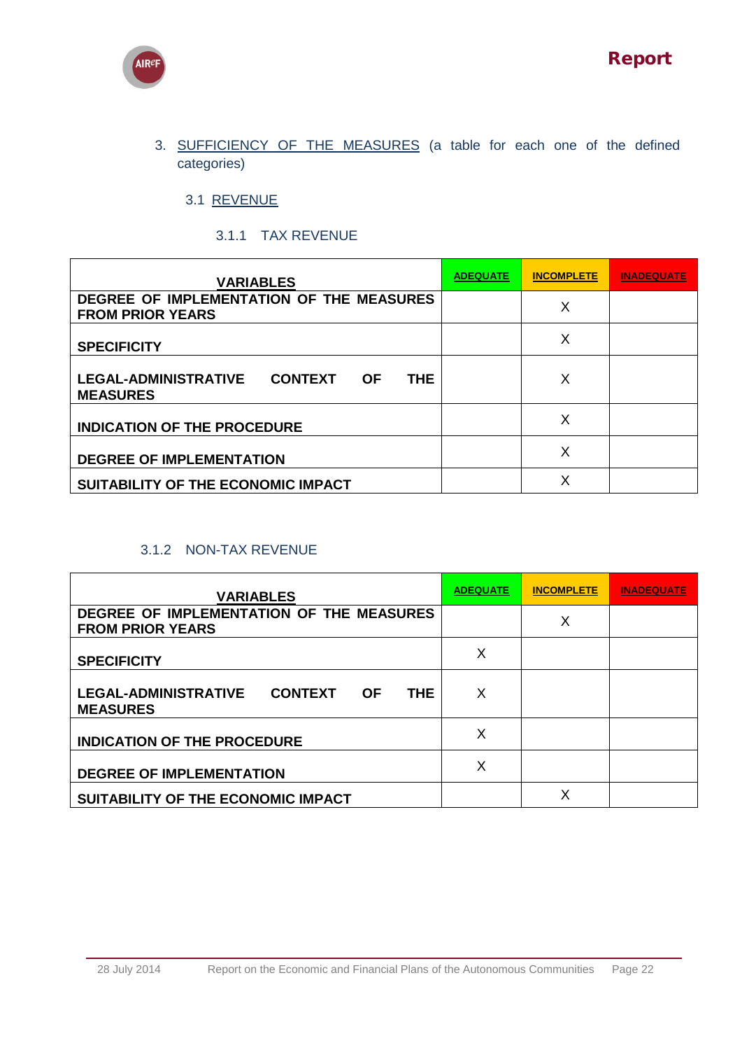3. SUFFICIENCY OF THE MEASURES (a table for each one of the defined categories)

## 3.1 REVENUE

### 3.1.1 TAX REVENUE

| VARIABLES | ADEQUATE | INCOMPLETE | INADEQUATE |
|---|---|---|---|
| **DEGREE OF IMPLEMENTATION OF THE MEASURES FROM PRIOR YEARS** | | X | |
| **SPECIFICITY** | | X | |
| **LEGAL-ADMINISTRATIVE CONTEXT OF THE MEASURES** | | X | |
| **INDICATION OF THE PROCEDURE** | | X | |
| **DEGREE OF IMPLEMENTATION** | | X | |
| **SUITABILITY OF THE ECONOMIC IMPACT** | | X | |

### 3.1.2 NON-TAX REVENUE

| VARIABLES | ADEQUATE | INCOMPLETE | INADEQUATE |
|---|---|---|---|
| **DEGREE OF IMPLEMENTATION OF THE MEASURES FROM PRIOR YEARS** | | X | |
| **SPECIFICITY** | X | | |
| **LEGAL-ADMINISTRATIVE CONTEXT OF THE MEASURES** | X | | |
| **INDICATION OF THE PROCEDURE** | X | | |
| **DEGREE OF IMPLEMENTATION** | X | | |
| **SUITABILITY OF THE ECONOMIC IMPACT** | | X | |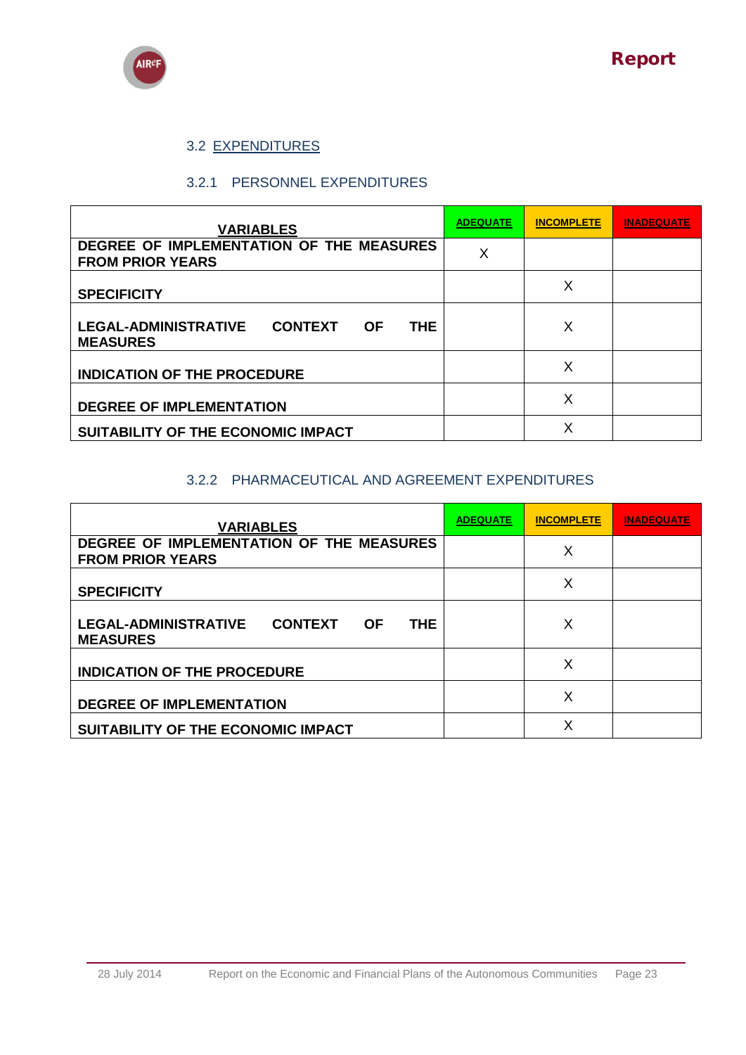### 3.2 EXPENDITURES

#### 3.2.1 PERSONNEL EXPENDITURES

| VARIABLES | ADEQUATE | INCOMPLETE | INADEQUATE |
|---|---|---|---|
| DEGREE OF IMPLEMENTATION OF THE MEASURES FROM PRIOR YEARS | X | | |
| SPECIFICITY | | X | |
| LEGAL-ADMINISTRATIVE CONTEXT OF THE MEASURES | | X | |
| INDICATION OF THE PROCEDURE | | X | |
| DEGREE OF IMPLEMENTATION | | X | |
| SUITABILITY OF THE ECONOMIC IMPACT | | X | |

#### 3.2.2 PHARMACEUTICAL AND AGREEMENT EXPENDITURES

| VARIABLES | ADEQUATE | INCOMPLETE | INADEQUATE |
|---|---|---|---|
| DEGREE OF IMPLEMENTATION OF THE MEASURES FROM PRIOR YEARS | | X | |
| SPECIFICITY | | X | |
| LEGAL-ADMINISTRATIVE CONTEXT OF THE MEASURES | | X | |
| INDICATION OF THE PROCEDURE | | X | |
| DEGREE OF IMPLEMENTATION | | X | |
| SUITABILITY OF THE ECONOMIC IMPACT | | X | |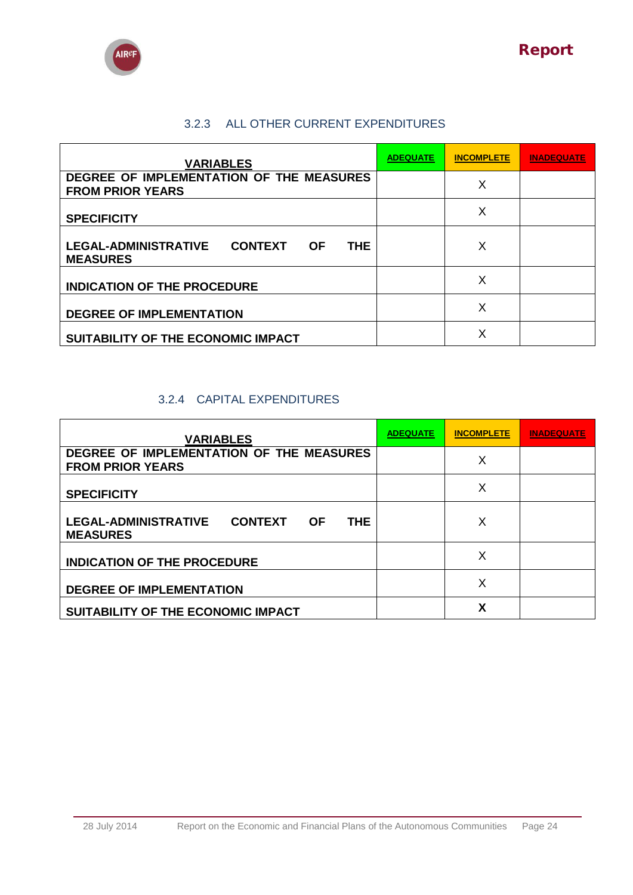### 3.2.3 ALL OTHER CURRENT EXPENDITURES

| VARIABLES | ADEQUATE | INCOMPLETE | INADEQUATE |
|---|---|---|---|
| DEGREE OF IMPLEMENTATION OF THE MEASURES FROM PRIOR YEARS | | X | |
| SPECIFICITY | | X | |
| LEGAL-ADMINISTRATIVE CONTEXT OF THE MEASURES | | X | |
| INDICATION OF THE PROCEDURE | | X | |
| DEGREE OF IMPLEMENTATION | | X | |
| SUITABILITY OF THE ECONOMIC IMPACT | | X | |

### 3.2.4 CAPITAL EXPENDITURES

| VARIABLES | ADEQUATE | INCOMPLETE | INADEQUATE |
|---|---|---|---|
| DEGREE OF IMPLEMENTATION OF THE MEASURES FROM PRIOR YEARS | | X | |
| SPECIFICITY | | X | |
| LEGAL-ADMINISTRATIVE CONTEXT OF THE MEASURES | | X | |
| INDICATION OF THE PROCEDURE | | X | |
| DEGREE OF IMPLEMENTATION | | X | |
| SUITABILITY OF THE ECONOMIC IMPACT | | **X** | |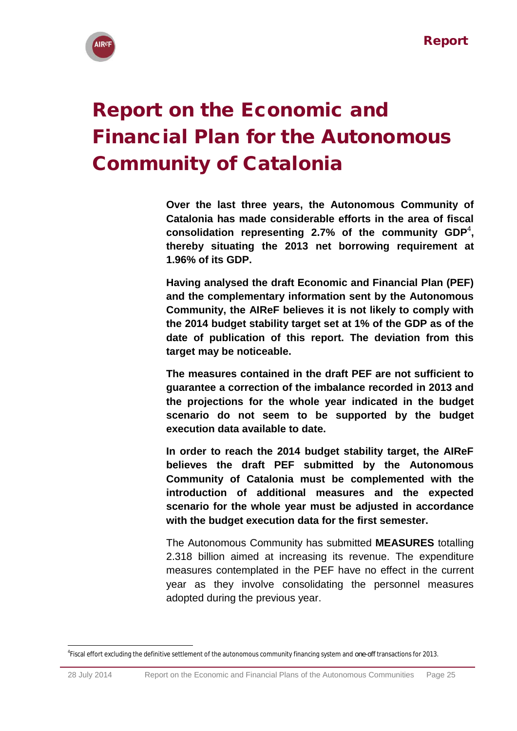# Report on the Economic and Financial Plan for the Autonomous Community of Catalonia

**Over the last three years, the Autonomous Community of Catalonia has made considerable efforts in the area of fiscal consolidation representing 2.7% of the community GDP[4], thereby situating the 2013 net borrowing requirement at 1.96% of its GDP.**

**Having analysed the draft Economic and Financial Plan (PEF) and the complementary information sent by the Autonomous Community, the AIReF believes it is not likely to comply with the 2014 budget stability target set at 1% of the GDP as of the date of publication of this report. The deviation from this target may be noticeable.**

**The measures contained in the draft PEF are not sufficient to guarantee a correction of the imbalance recorded in 2013 and the projections for the whole year indicated in the budget scenario do not seem to be supported by the budget execution data available to date.**

**In order to reach the 2014 budget stability target, the AIReF believes the draft PEF submitted by the Autonomous Community of Catalonia must be complemented with the introduction of additional measures and the expected scenario for the whole year must be adjusted in accordance with the budget execution data for the first semester.**

The Autonomous Community has submitted **MEASURES** totalling 2.318 billion aimed at increasing its revenue. The expenditure measures contemplated in the PEF have no effect in the current year as they involve consolidating the personnel measures adopted during the previous year.

[4] Fiscal effort excluding the definitive settlement of the autonomous community financing system and one-off transactions for 2013.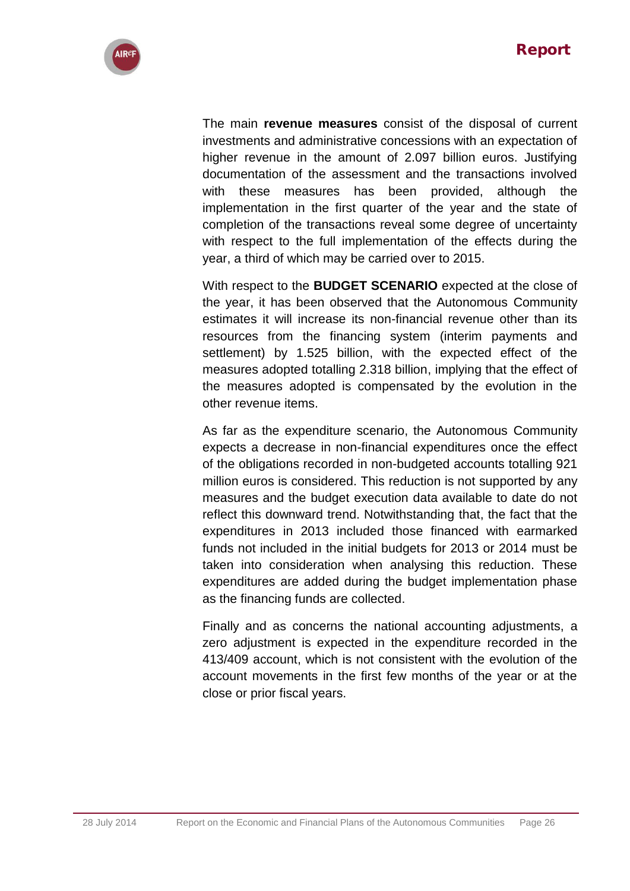The main **revenue measures** consist of the disposal of current investments and administrative concessions with an expectation of higher revenue in the amount of 2.097 billion euros. Justifying documentation of the assessment and the transactions involved with these measures has been provided, although the implementation in the first quarter of the year and the state of completion of the transactions reveal some degree of uncertainty with respect to the full implementation of the effects during the year, a third of which may be carried over to 2015.

With respect to the **BUDGET SCENARIO** expected at the close of the year, it has been observed that the Autonomous Community estimates it will increase its non-financial revenue other than its resources from the financing system (interim payments and settlement) by 1.525 billion, with the expected effect of the measures adopted totalling 2.318 billion, implying that the effect of the measures adopted is compensated by the evolution in the other revenue items.

As far as the expenditure scenario, the Autonomous Community expects a decrease in non-financial expenditures once the effect of the obligations recorded in non-budgeted accounts totalling 921 million euros is considered. This reduction is not supported by any measures and the budget execution data available to date do not reflect this downward trend. Notwithstanding that, the fact that the expenditures in 2013 included those financed with earmarked funds not included in the initial budgets for 2013 or 2014 must be taken into consideration when analysing this reduction. These expenditures are added during the budget implementation phase as the financing funds are collected.

Finally and as concerns the national accounting adjustments, a zero adjustment is expected in the expenditure recorded in the 413/409 account, which is not consistent with the evolution of the account movements in the first few months of the year or at the close or prior fiscal years.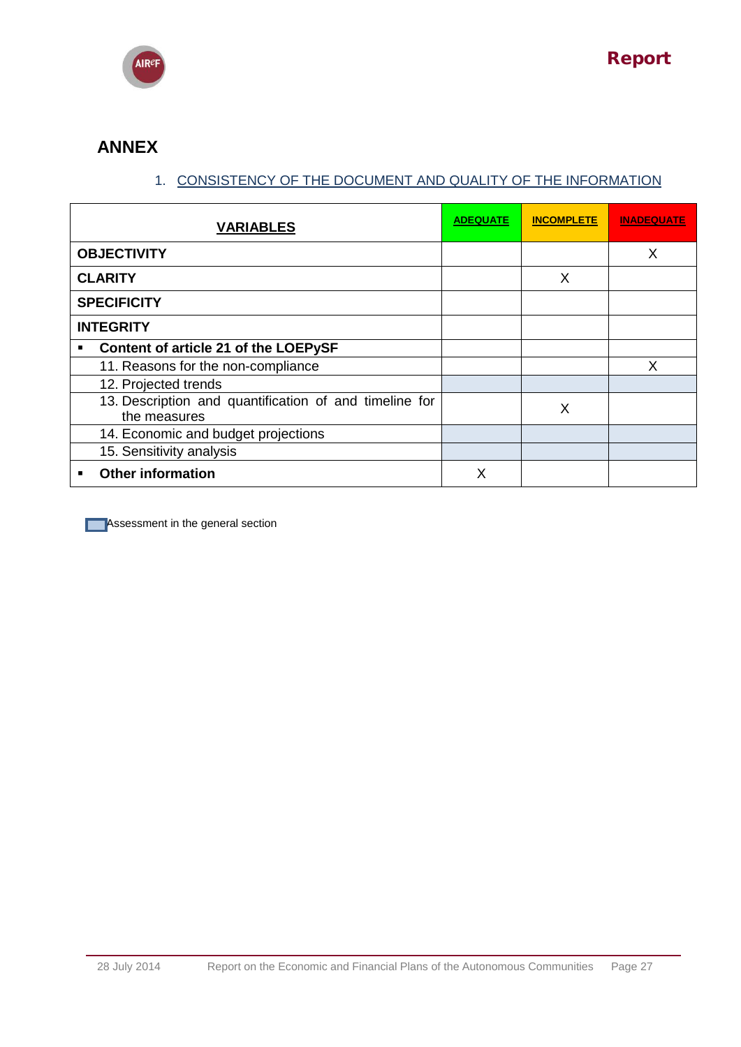## ANNEX

### 1. CONSISTENCY OF THE DOCUMENT AND QUALITY OF THE INFORMATION

| VARIABLES | ADEQUATE | INCOMPLETE | INADEQUATE |
|---|---|---|---|
| **OBJECTIVITY** | | | X |
| **CLARITY** | | X | |
| **SPECIFICITY** | | | |
| **INTEGRITY** | | | |
| ▪ **Content of article 21 of the LOEPySF** | | | |
| 11. Reasons for the non-compliance | | | X |
| 12. Projected trends | | | |
| 13. Description and quantification of and timeline for the measures | | X | |
| 14. Economic and budget projections | | | |
| 15. Sensitivity analysis | | | |
| ▪ **Other information** | X | | |

Assessment in the general section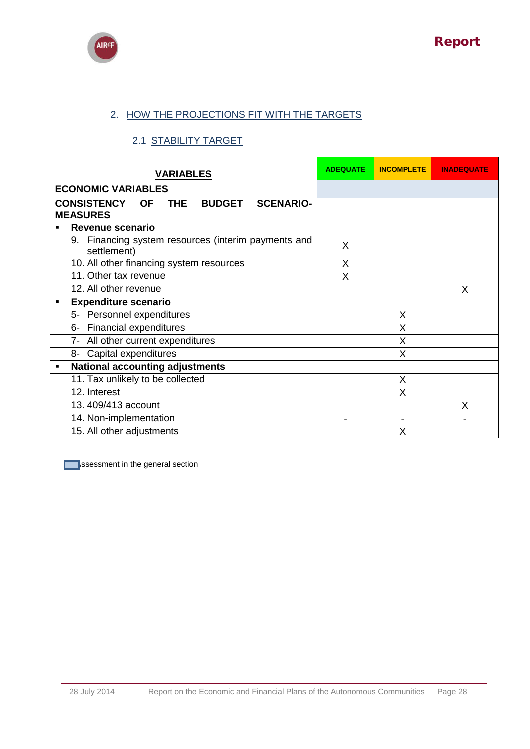## 2. HOW THE PROJECTIONS FIT WITH THE TARGETS

### 2.1 STABILITY TARGET

| VARIABLES | ADEQUATE | INCOMPLETE | INADEQUATE |
|---|---|---|---|
| **ECONOMIC VARIABLES** | | | |
| **CONSISTENCY OF THE BUDGET SCENARIO-MEASURES** | | | |
| ▪ **Revenue scenario** | | | |
| 9. Financing system resources (interim payments and settlement) | X | | |
| 10. All other financing system resources | X | | |
| 11. Other tax revenue | X | | |
| 12. All other revenue | | | X |
| ▪ **Expenditure scenario** | | | |
| 5- Personnel expenditures | | X | |
| 6- Financial expenditures | | X | |
| 7- All other current expenditures | | X | |
| 8- Capital expenditures | | X | |
| ▪ **National accounting adjustments** | | | |
| 11. Tax unlikely to be collected | | X | |
| 12. Interest | | X | |
| 13. 409/413 account | | | X |
| 14. Non-implementation | - | - | - |
| 15. All other adjustments | | X | |

Assessment in the general section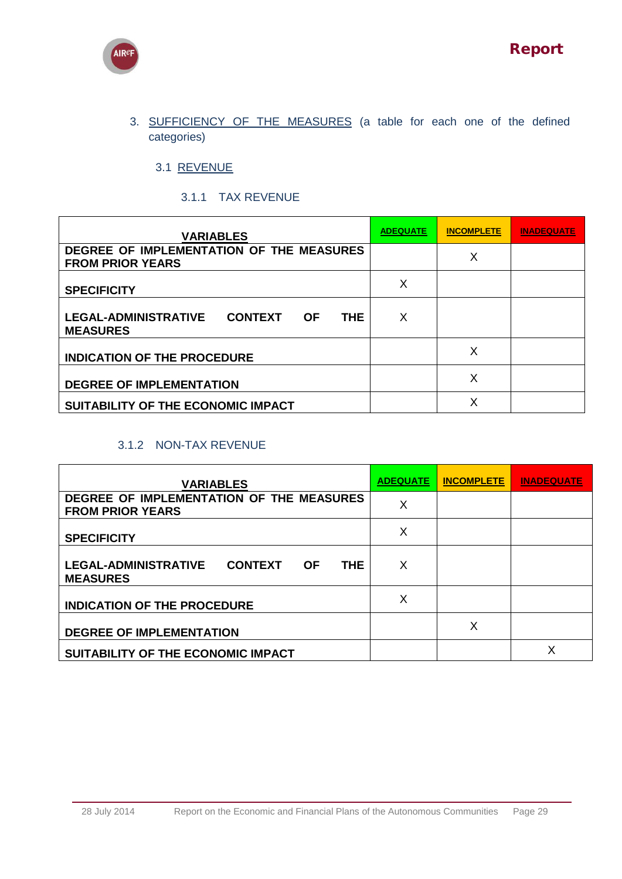3. SUFFICIENCY OF THE MEASURES (a table for each one of the defined categories)

### 3.1 REVENUE

#### 3.1.1 TAX REVENUE

| VARIABLES | ADEQUATE | INCOMPLETE | INADEQUATE |
|---|---|---|---|
| DEGREE OF IMPLEMENTATION OF THE MEASURES FROM PRIOR YEARS | | X | |
| SPECIFICITY | X | | |
| LEGAL-ADMINISTRATIVE CONTEXT OF THE MEASURES | X | | |
| INDICATION OF THE PROCEDURE | | X | |
| DEGREE OF IMPLEMENTATION | | X | |
| SUITABILITY OF THE ECONOMIC IMPACT | | X | |

#### 3.1.2 NON-TAX REVENUE

| VARIABLES | ADEQUATE | INCOMPLETE | INADEQUATE |
|---|---|---|---|
| DEGREE OF IMPLEMENTATION OF THE MEASURES FROM PRIOR YEARS | X | | |
| SPECIFICITY | X | | |
| LEGAL-ADMINISTRATIVE CONTEXT OF THE MEASURES | X | | |
| INDICATION OF THE PROCEDURE | X | | |
| DEGREE OF IMPLEMENTATION | | X | |
| SUITABILITY OF THE ECONOMIC IMPACT | | | X |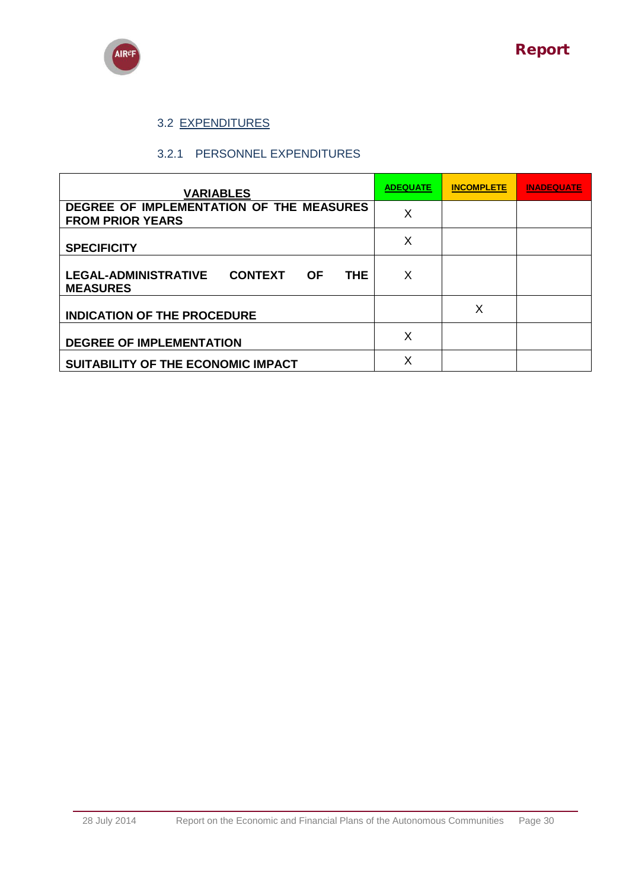### 3.2 EXPENDITURES

#### 3.2.1 PERSONNEL EXPENDITURES

| VARIABLES | ADEQUATE | INCOMPLETE | INADEQUATE |
|---|---|---|---|
| DEGREE OF IMPLEMENTATION OF THE MEASURES FROM PRIOR YEARS | X | | |
| SPECIFICITY | X | | |
| LEGAL-ADMINISTRATIVE CONTEXT OF THE MEASURES | X | | |
| INDICATION OF THE PROCEDURE | | X | |
| DEGREE OF IMPLEMENTATION | X | | |
| SUITABILITY OF THE ECONOMIC IMPACT | X | | |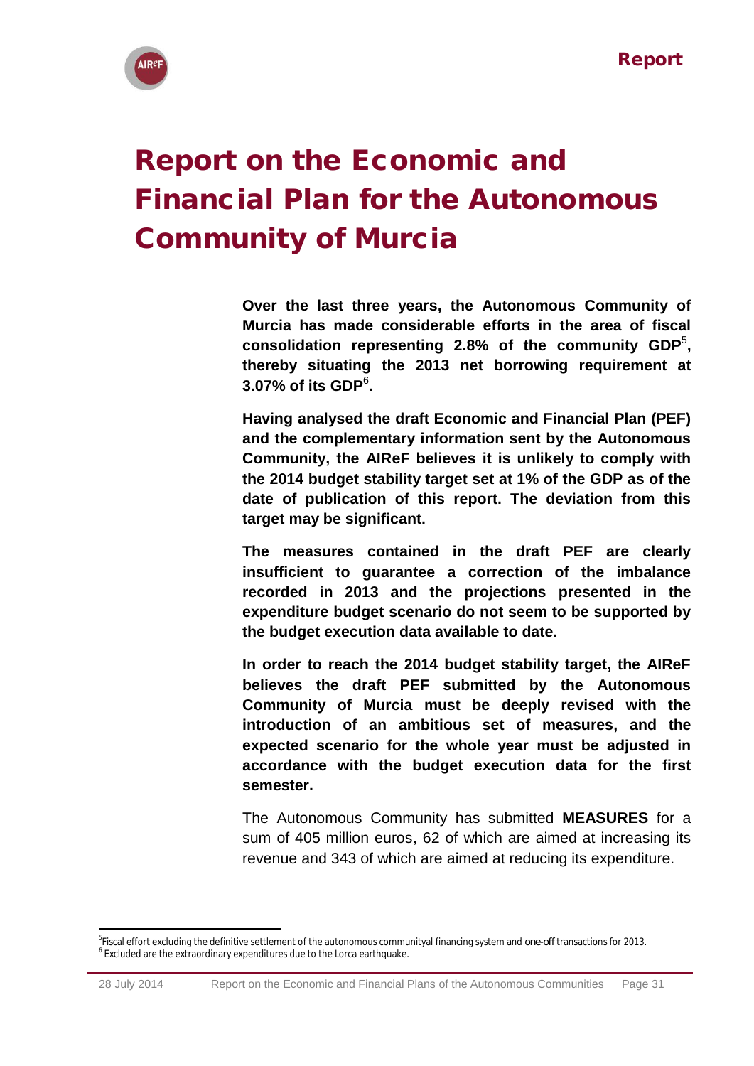# Report on the Economic and Financial Plan for the Autonomous Community of Murcia

**Over the last three years, the Autonomous Community of Murcia has made considerable efforts in the area of fiscal consolidation representing 2.8% of the community GDP[5], thereby situating the 2013 net borrowing requirement at 3.07% of its GDP[6].**

**Having analysed the draft Economic and Financial Plan (PEF) and the complementary information sent by the Autonomous Community, the AIReF believes it is unlikely to comply with the 2014 budget stability target set at 1% of the GDP as of the date of publication of this report. The deviation from this target may be significant.**

**The measures contained in the draft PEF are clearly insufficient to guarantee a correction of the imbalance recorded in 2013 and the projections presented in the expenditure budget scenario do not seem to be supported by the budget execution data available to date.**

**In order to reach the 2014 budget stability target, the AIReF believes the draft PEF submitted by the Autonomous Community of Murcia must be deeply revised with the introduction of an ambitious set of measures, and the expected scenario for the whole year must be adjusted in accordance with the budget execution data for the first semester.**

The Autonomous Community has submitted **MEASURES** for a sum of 405 million euros, 62 of which are aimed at increasing its revenue and 343 of which are aimed at reducing its expenditure.

---

[5] Fiscal effort excluding the definitive settlement of the autonomous communityal financing system and one-off transactions for 2013.

[6] Excluded are the extraordinary expenditures due to the Lorca earthquake.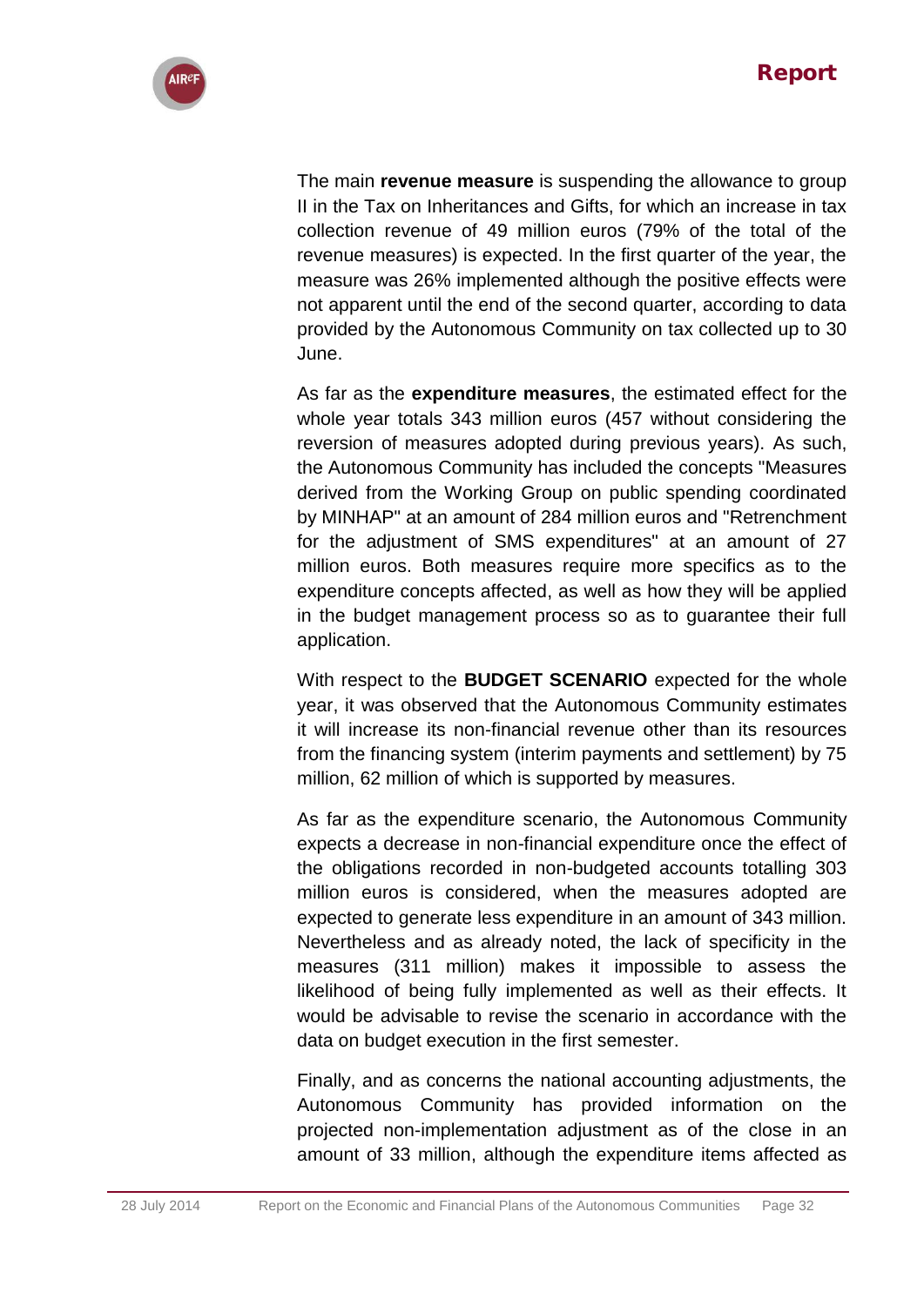The main **revenue measure** is suspending the allowance to group II in the Tax on Inheritances and Gifts, for which an increase in tax collection revenue of 49 million euros (79% of the total of the revenue measures) is expected. In the first quarter of the year, the measure was 26% implemented although the positive effects were not apparent until the end of the second quarter, according to data provided by the Autonomous Community on tax collected up to 30 June.

As far as the **expenditure measures**, the estimated effect for the whole year totals 343 million euros (457 without considering the reversion of measures adopted during previous years). As such, the Autonomous Community has included the concepts "Measures derived from the Working Group on public spending coordinated by MINHAP" at an amount of 284 million euros and "Retrenchment for the adjustment of SMS expenditures" at an amount of 27 million euros. Both measures require more specifics as to the expenditure concepts affected, as well as how they will be applied in the budget management process so as to guarantee their full application.

With respect to the **BUDGET SCENARIO** expected for the whole year, it was observed that the Autonomous Community estimates it will increase its non-financial revenue other than its resources from the financing system (interim payments and settlement) by 75 million, 62 million of which is supported by measures.

As far as the expenditure scenario, the Autonomous Community expects a decrease in non-financial expenditure once the effect of the obligations recorded in non-budgeted accounts totalling 303 million euros is considered, when the measures adopted are expected to generate less expenditure in an amount of 343 million. Nevertheless and as already noted, the lack of specificity in the measures (311 million) makes it impossible to assess the likelihood of being fully implemented as well as their effects. It would be advisable to revise the scenario in accordance with the data on budget execution in the first semester.

Finally, and as concerns the national accounting adjustments, the Autonomous Community has provided information on the projected non-implementation adjustment as of the close in an amount of 33 million, although the expenditure items affected as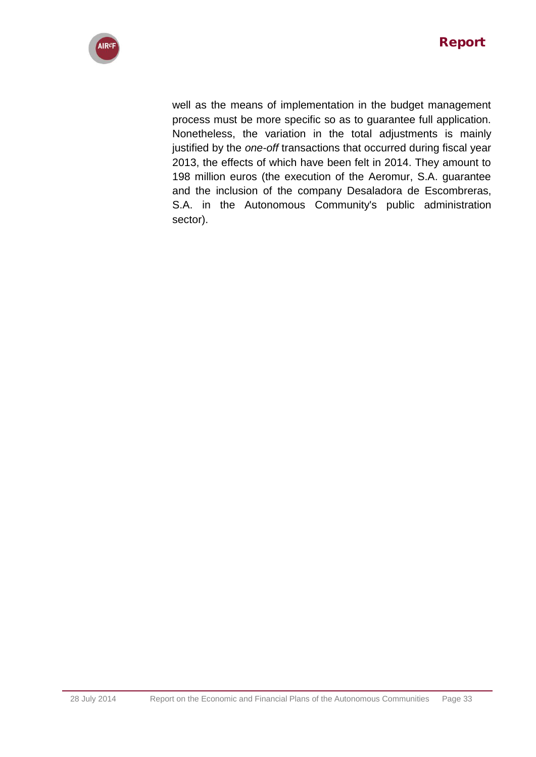well as the means of implementation in the budget management process must be more specific so as to guarantee full application. Nonetheless, the variation in the total adjustments is mainly justified by the *one-off* transactions that occurred during fiscal year 2013, the effects of which have been felt in 2014. They amount to 198 million euros (the execution of the Aeromur, S.A. guarantee and the inclusion of the company Desaladora de Escombreras, S.A. in the Autonomous Community's public administration sector).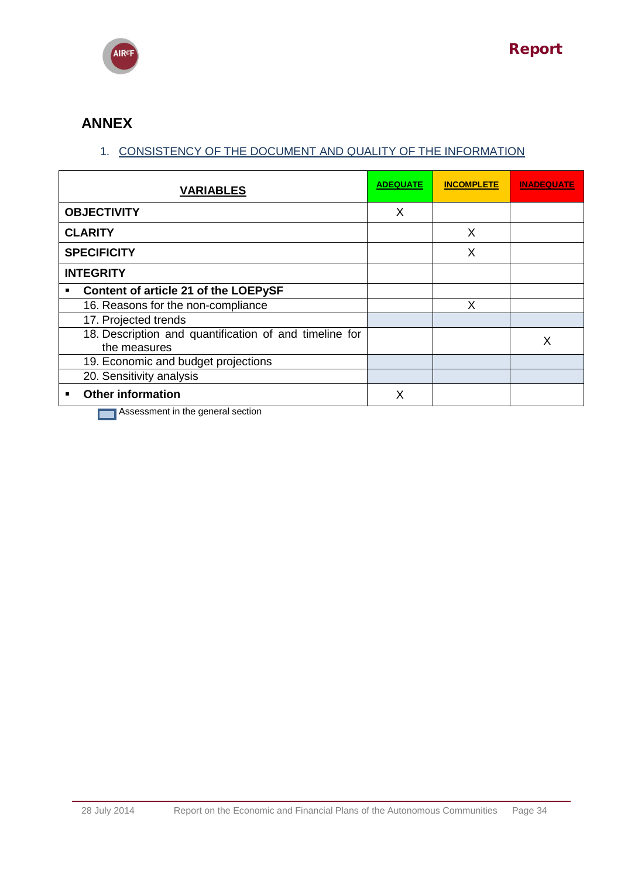# ANNEX

1. CONSISTENCY OF THE DOCUMENT AND QUALITY OF THE INFORMATION

| VARIABLES | ADEQUATE | INCOMPLETE | INADEQUATE |
|---|---|---|---|
| **OBJECTIVITY** | X | | |
| **CLARITY** | | X | |
| **SPECIFICITY** | | X | |
| **INTEGRITY** | | | |
| ▪ **Content of article 21 of the LOEPySF** | | | |
| 16. Reasons for the non-compliance | | X | |
| 17. Projected trends | | | |
| 18. Description and quantification of and timeline for the measures | | | X |
| 19. Economic and budget projections | | | |
| 20. Sensitivity analysis | | | |
| ▪ **Other information** | X | | |

Assessment in the general section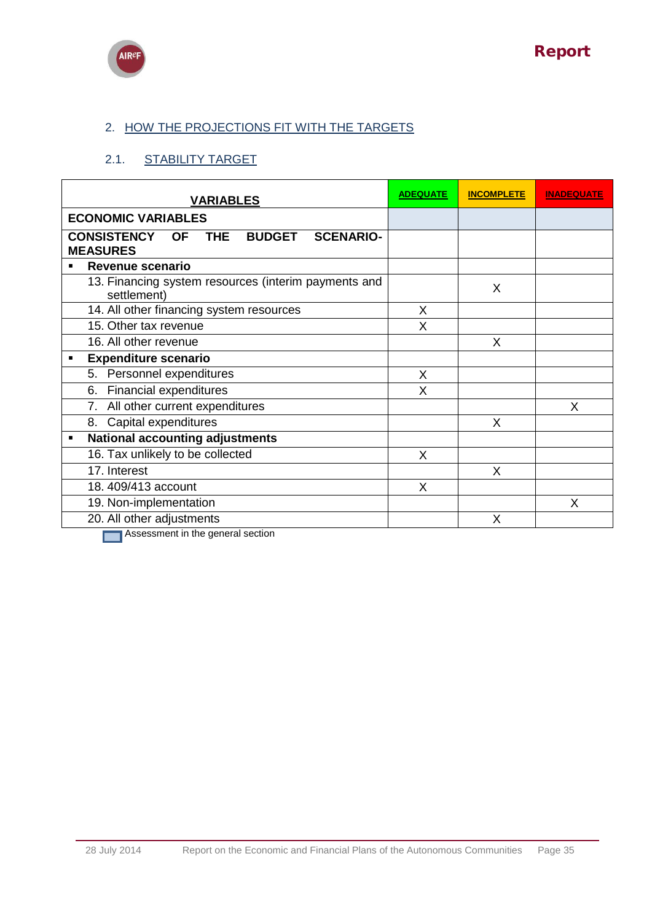## 2. HOW THE PROJECTIONS FIT WITH THE TARGETS

### 2.1. STABILITY TARGET

| VARIABLES | ADEQUATE | INCOMPLETE | INADEQUATE |
|---|---|---|---|
| **ECONOMIC VARIABLES** | | | |
| **CONSISTENCY OF THE BUDGET SCENARIO-MEASURES** | | | |
| ▪ **Revenue scenario** | | | |
| 13. Financing system resources (interim payments and settlement) | | X | |
| 14. All other financing system resources | X | | |
| 15. Other tax revenue | X | | |
| 16. All other revenue | | X | |
| ▪ **Expenditure scenario** | | | |
| 5. Personnel expenditures | X | | |
| 6. Financial expenditures | X | | |
| 7. All other current expenditures | | | X |
| 8. Capital expenditures | | X | |
| ▪ **National accounting adjustments** | | | |
| 16. Tax unlikely to be collected | X | | |
| 17. Interest | | X | |
| 18. 409/413 account | X | | |
| 19. Non-implementation | | | X |
| 20. All other adjustments | | X | |

Assessment in the general section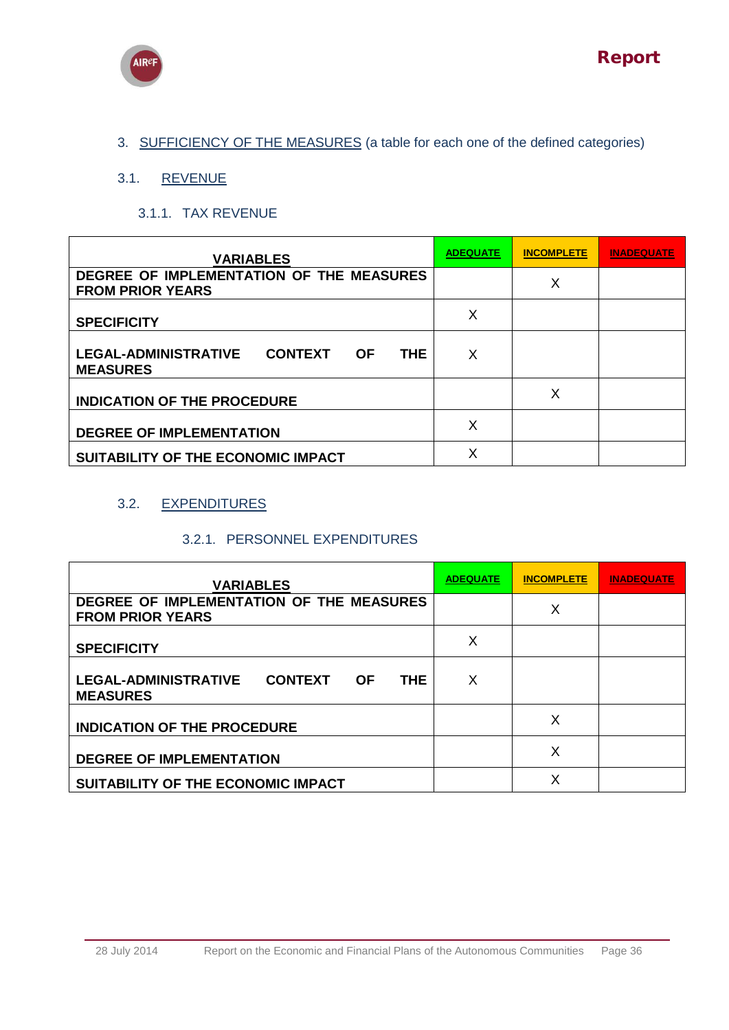## 3. SUFFICIENCY OF THE MEASURES (a table for each one of the defined categories)

### 3.1. REVENUE

#### 3.1.1. TAX REVENUE

| VARIABLES | ADEQUATE | INCOMPLETE | INADEQUATE |
|---|---|---|---|
| DEGREE OF IMPLEMENTATION OF THE MEASURES FROM PRIOR YEARS | | X | |
| SPECIFICITY | X | | |
| LEGAL-ADMINISTRATIVE CONTEXT OF THE MEASURES | X | | |
| INDICATION OF THE PROCEDURE | | X | |
| DEGREE OF IMPLEMENTATION | X | | |
| SUITABILITY OF THE ECONOMIC IMPACT | X | | |

### 3.2. EXPENDITURES

#### 3.2.1. PERSONNEL EXPENDITURES

| VARIABLES | ADEQUATE | INCOMPLETE | INADEQUATE |
|---|---|---|---|
| DEGREE OF IMPLEMENTATION OF THE MEASURES FROM PRIOR YEARS | | X | |
| SPECIFICITY | X | | |
| LEGAL-ADMINISTRATIVE CONTEXT OF THE MEASURES | X | | |
| INDICATION OF THE PROCEDURE | | X | |
| DEGREE OF IMPLEMENTATION | | X | |
| SUITABILITY OF THE ECONOMIC IMPACT | | X | |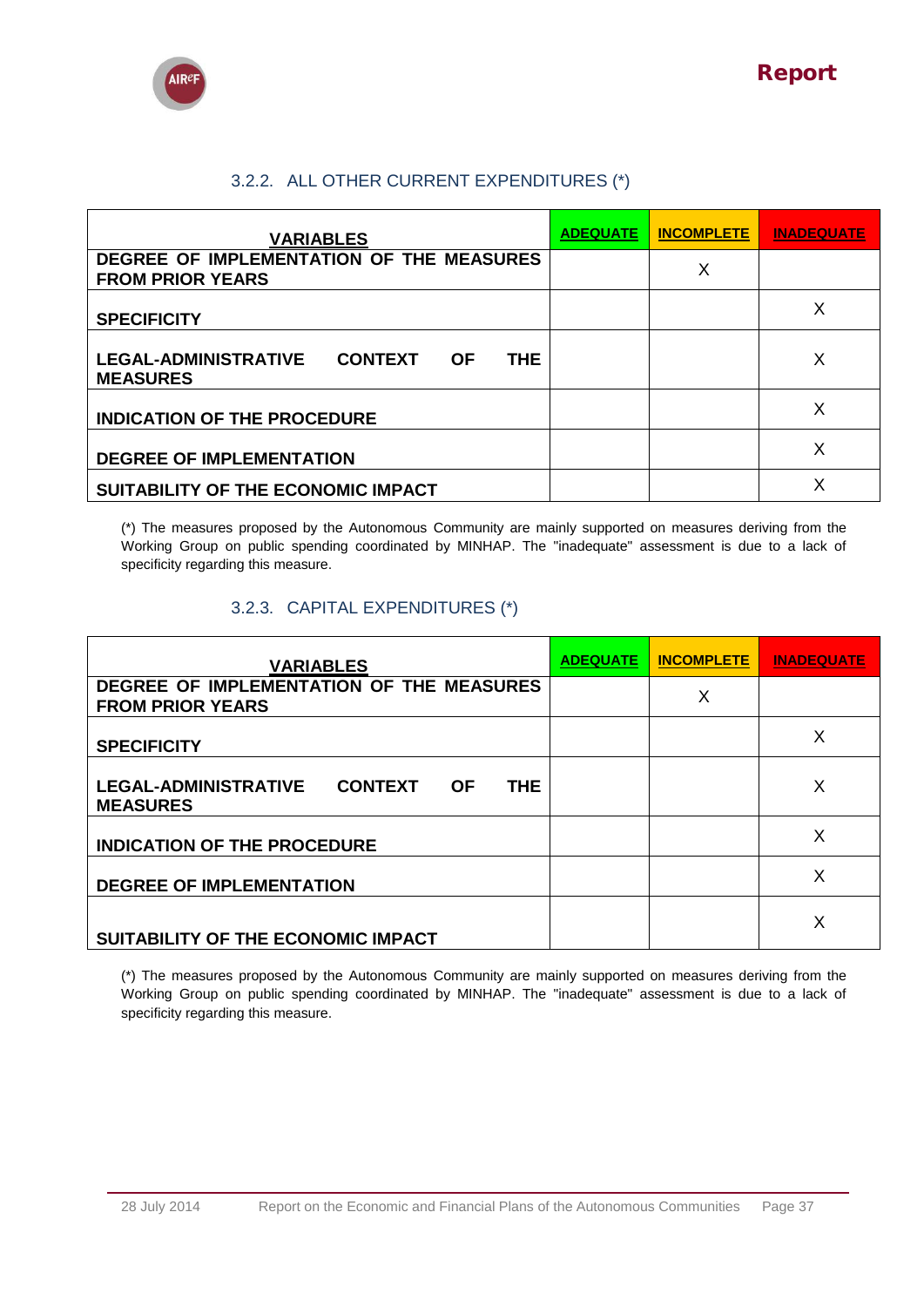### 3.2.2. ALL OTHER CURRENT EXPENDITURES (*)

| VARIABLES | ADEQUATE | INCOMPLETE | INADEQUATE |
|---|---|---|---|
| DEGREE OF IMPLEMENTATION OF THE MEASURES FROM PRIOR YEARS | | X | |
| SPECIFICITY | | | X |
| LEGAL-ADMINISTRATIVE CONTEXT OF THE MEASURES | | | X |
| INDICATION OF THE PROCEDURE | | | X |
| DEGREE OF IMPLEMENTATION | | | X |
| SUITABILITY OF THE ECONOMIC IMPACT | | | X |

(*) The measures proposed by the Autonomous Community are mainly supported on measures deriving from the Working Group on public spending coordinated by MINHAP. The "inadequate" assessment is due to a lack of specificity regarding this measure.

### 3.2.3. CAPITAL EXPENDITURES (*)

| VARIABLES | ADEQUATE | INCOMPLETE | INADEQUATE |
|---|---|---|---|
| DEGREE OF IMPLEMENTATION OF THE MEASURES FROM PRIOR YEARS | | X | |
| SPECIFICITY | | | X |
| LEGAL-ADMINISTRATIVE CONTEXT OF THE MEASURES | | | X |
| INDICATION OF THE PROCEDURE | | | X |
| DEGREE OF IMPLEMENTATION | | | X |
| SUITABILITY OF THE ECONOMIC IMPACT | | | X |

(*) The measures proposed by the Autonomous Community are mainly supported on measures deriving from the Working Group on public spending coordinated by MINHAP. The "inadequate" assessment is due to a lack of specificity regarding this measure.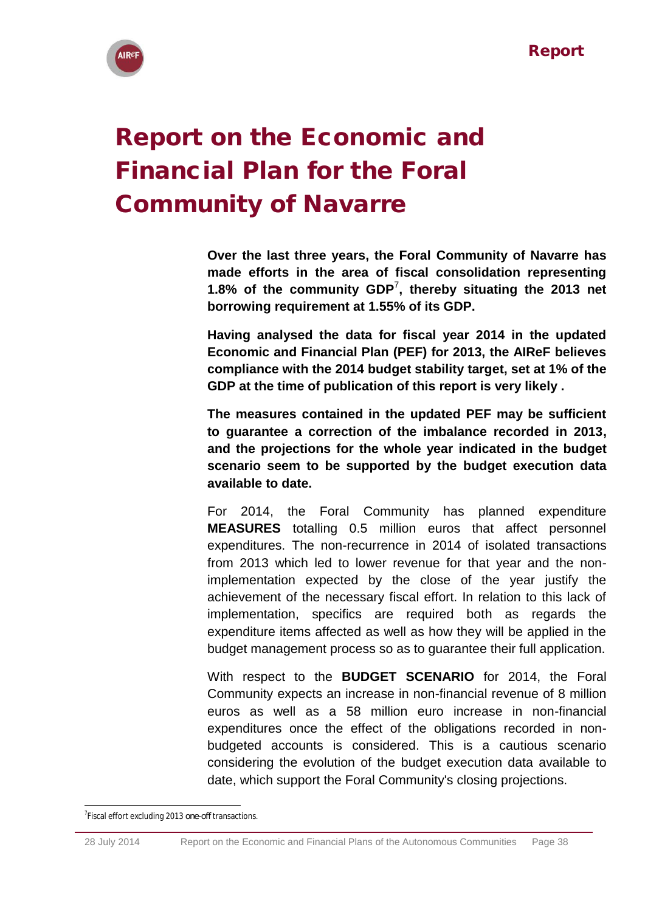# Report on the Economic and Financial Plan for the Foral Community of Navarre

**Over the last three years, the Foral Community of Navarre has made efforts in the area of fiscal consolidation representing 1.8% of the community GDP[7], thereby situating the 2013 net borrowing requirement at 1.55% of its GDP.**

**Having analysed the data for fiscal year 2014 in the updated Economic and Financial Plan (PEF) for 2013, the AIReF believes compliance with the 2014 budget stability target, set at 1% of the GDP at the time of publication of this report is very likely .**

**The measures contained in the updated PEF may be sufficient to guarantee a correction of the imbalance recorded in 2013, and the projections for the whole year indicated in the budget scenario seem to be supported by the budget execution data available to date.**

For 2014, the Foral Community has planned expenditure **MEASURES** totalling 0.5 million euros that affect personnel expenditures. The non-recurrence in 2014 of isolated transactions from 2013 which led to lower revenue for that year and the non-implementation expected by the close of the year justify the achievement of the necessary fiscal effort. In relation to this lack of implementation, specifics are required both as regards the expenditure items affected as well as how they will be applied in the budget management process so as to guarantee their full application.

With respect to the **BUDGET SCENARIO** for 2014, the Foral Community expects an increase in non-financial revenue of 8 million euros as well as a 58 million euro increase in non-financial expenditures once the effect of the obligations recorded in non-budgeted accounts is considered. This is a cautious scenario considering the evolution of the budget execution data available to date, which support the Foral Community's closing projections.

[7] Fiscal effort excluding 2013 one-off transactions.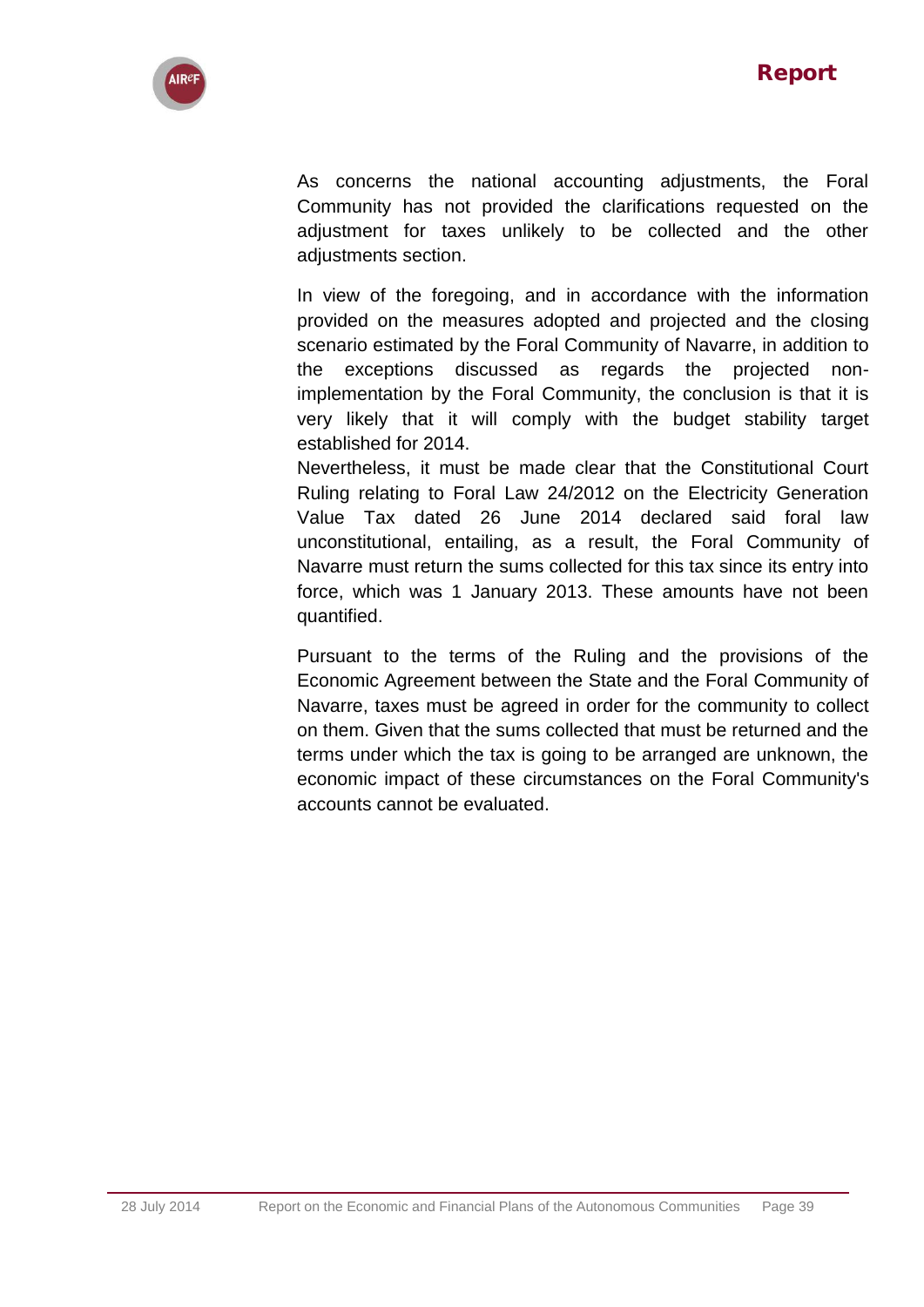As concerns the national accounting adjustments, the Foral Community has not provided the clarifications requested on the adjustment for taxes unlikely to be collected and the other adjustments section.

In view of the foregoing, and in accordance with the information provided on the measures adopted and projected and the closing scenario estimated by the Foral Community of Navarre, in addition to the exceptions discussed as regards the projected non-implementation by the Foral Community, the conclusion is that it is very likely that it will comply with the budget stability target established for 2014.

Nevertheless, it must be made clear that the Constitutional Court Ruling relating to Foral Law 24/2012 on the Electricity Generation Value Tax dated 26 June 2014 declared said foral law unconstitutional, entailing, as a result, the Foral Community of Navarre must return the sums collected for this tax since its entry into force, which was 1 January 2013. These amounts have not been quantified.

Pursuant to the terms of the Ruling and the provisions of the Economic Agreement between the State and the Foral Community of Navarre, taxes must be agreed in order for the community to collect on them. Given that the sums collected that must be returned and the terms under which the tax is going to be arranged are unknown, the economic impact of these circumstances on the Foral Community's accounts cannot be evaluated.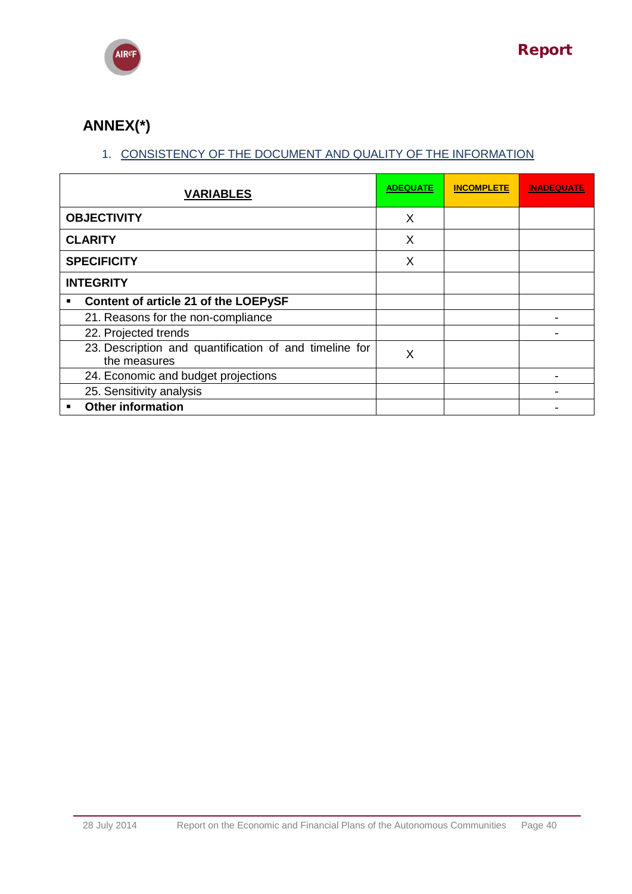## ANNEX(*)

1. CONSISTENCY OF THE DOCUMENT AND QUALITY OF THE INFORMATION

| VARIABLES | ADEQUATE | INCOMPLETE | INADEQUATE |
|---|---|---|---|
| **OBJECTIVITY** | X | | |
| **CLARITY** | X | | |
| **SPECIFICITY** | X | | |
| **INTEGRITY** | | | |
| ▪ **Content of article 21 of the LOEPySF** | | | |
| 21. Reasons for the non-compliance | | | - |
| 22. Projected trends | | | - |
| 23. Description and quantification of and timeline for the measures | X | | |
| 24. Economic and budget projections | | | - |
| 25. Sensitivity analysis | | | - |
| ▪ **Other information** | | | - |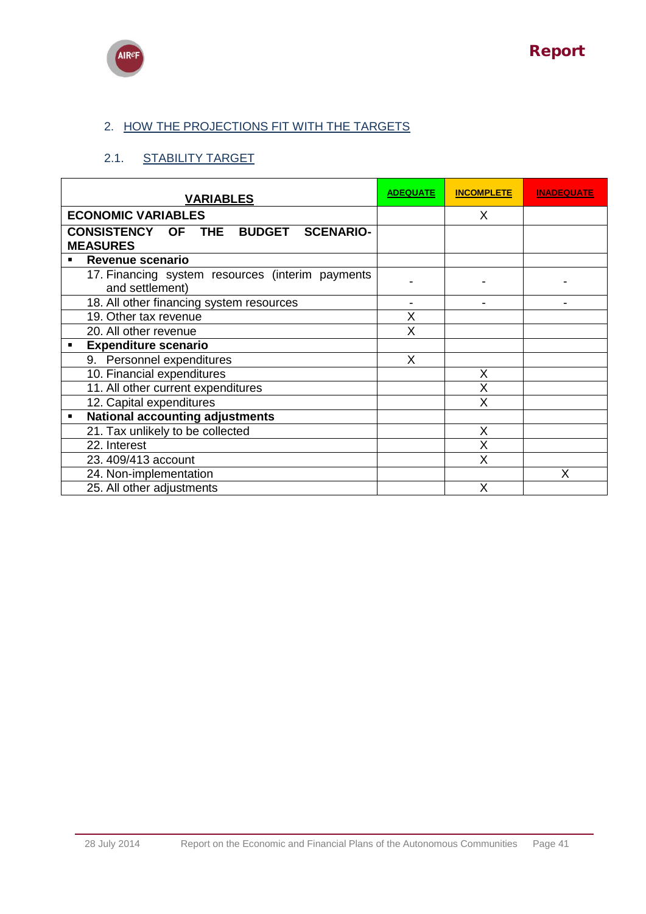## 2. HOW THE PROJECTIONS FIT WITH THE TARGETS

### 2.1. STABILITY TARGET

| VARIABLES | ADEQUATE | INCOMPLETE | INADEQUATE |
|---|---|---|---|
| **ECONOMIC VARIABLES** | | X | |
| **CONSISTENCY OF THE BUDGET SCENARIO-MEASURES** | | | |
| ▪ **Revenue scenario** | | | |
| 17. Financing system resources (interim payments and settlement) | - | - | - |
| 18. All other financing system resources | - | - | - |
| 19. Other tax revenue | X | | |
| 20. All other revenue | X | | |
| ▪ **Expenditure scenario** | | | |
| 9. Personnel expenditures | X | | |
| 10. Financial expenditures | | X | |
| 11. All other current expenditures | | X | |
| 12. Capital expenditures | | X | |
| ▪ **National accounting adjustments** | | | |
| 21. Tax unlikely to be collected | | X | |
| 22. Interest | | X | |
| 23. 409/413 account | | X | |
| 24. Non-implementation | | | X |
| 25. All other adjustments | | X | |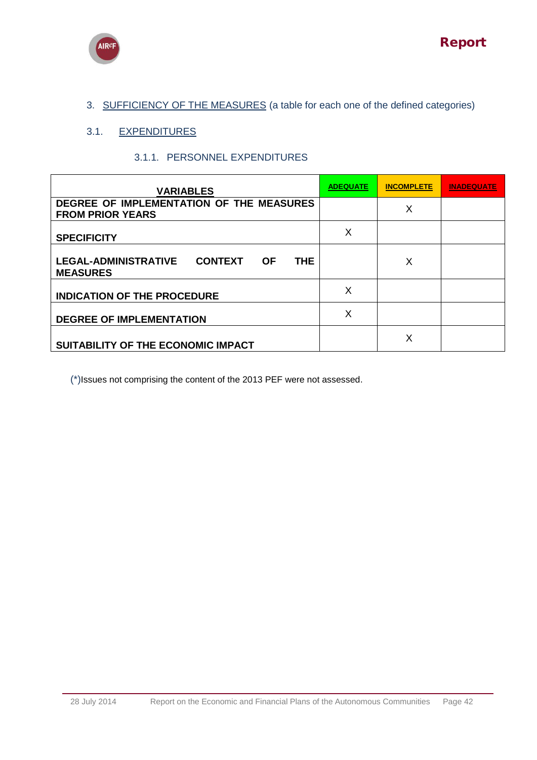3. SUFFICIENCY OF THE MEASURES (a table for each one of the defined categories)

## 3.1. EXPENDITURES

### 3.1.1. PERSONNEL EXPENDITURES

| VARIABLES | ADEQUATE | INCOMPLETE | INADEQUATE |
|---|---|---|---|
| **DEGREE OF IMPLEMENTATION OF THE MEASURES FROM PRIOR YEARS** | | X | |
| **SPECIFICITY** | X | | |
| **LEGAL-ADMINISTRATIVE CONTEXT OF THE MEASURES** | | X | |
| **INDICATION OF THE PROCEDURE** | X | | |
| **DEGREE OF IMPLEMENTATION** | X | | |
| **SUITABILITY OF THE ECONOMIC IMPACT** | | X | |

(*)Issues not comprising the content of the 2013 PEF were not assessed.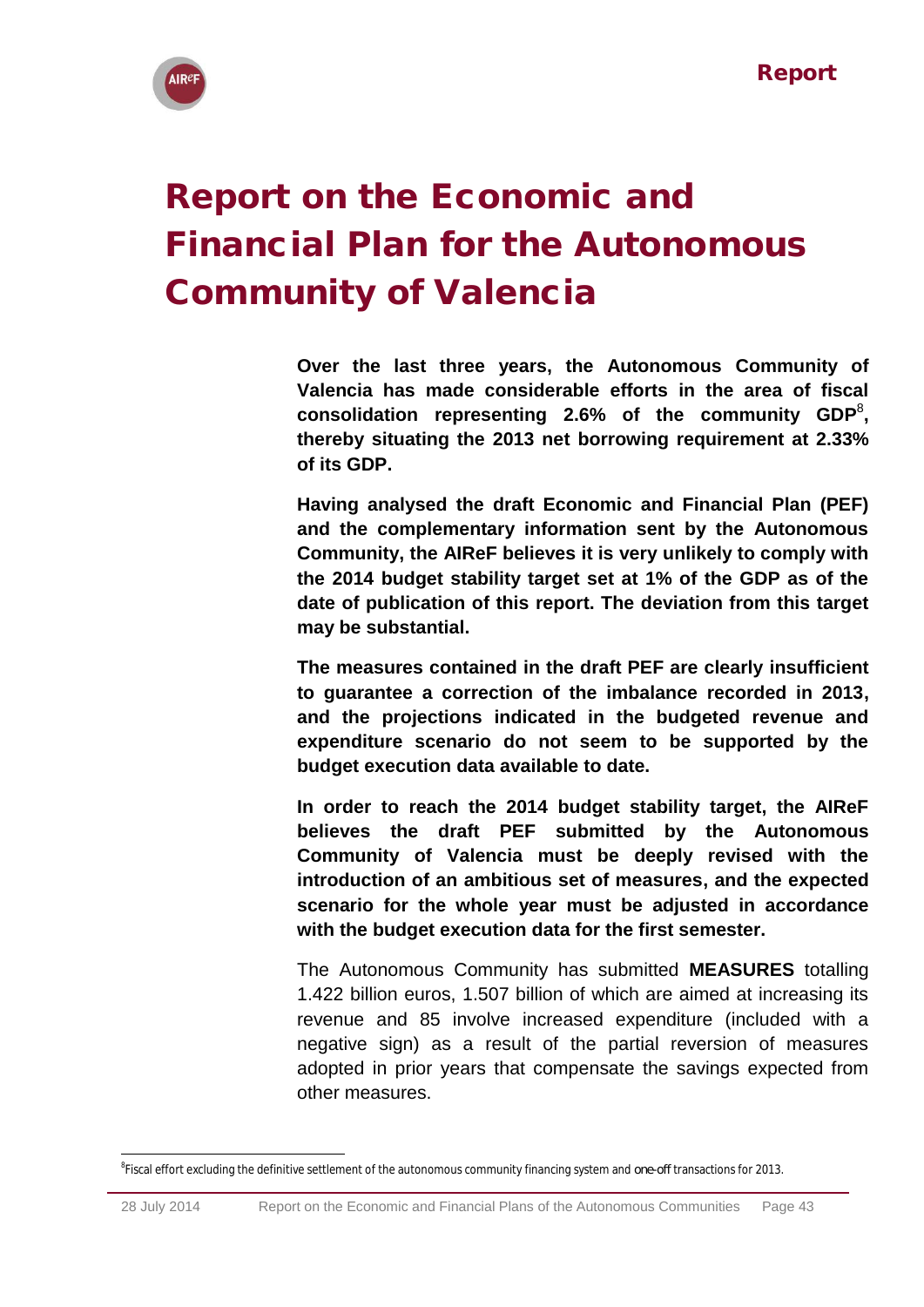# Report on the Economic and Financial Plan for the Autonomous Community of Valencia

**Over the last three years, the Autonomous Community of Valencia has made considerable efforts in the area of fiscal consolidation representing 2.6% of the community GDP[8], thereby situating the 2013 net borrowing requirement at 2.33% of its GDP.**

**Having analysed the draft Economic and Financial Plan (PEF) and the complementary information sent by the Autonomous Community, the AIReF believes it is very unlikely to comply with the 2014 budget stability target set at 1% of the GDP as of the date of publication of this report. The deviation from this target may be substantial.**

**The measures contained in the draft PEF are clearly insufficient to guarantee a correction of the imbalance recorded in 2013, and the projections indicated in the budgeted revenue and expenditure scenario do not seem to be supported by the budget execution data available to date.**

**In order to reach the 2014 budget stability target, the AIReF believes the draft PEF submitted by the Autonomous Community of Valencia must be deeply revised with the introduction of an ambitious set of measures, and the expected scenario for the whole year must be adjusted in accordance with the budget execution data for the first semester.**

The Autonomous Community has submitted **MEASURES** totalling 1.422 billion euros, 1.507 billion of which are aimed at increasing its revenue and 85 involve increased expenditure (included with a negative sign) as a result of the partial reversion of measures adopted in prior years that compensate the savings expected from other measures.

[8] Fiscal effort excluding the definitive settlement of the autonomous community financing system and *one-off* transactions for 2013.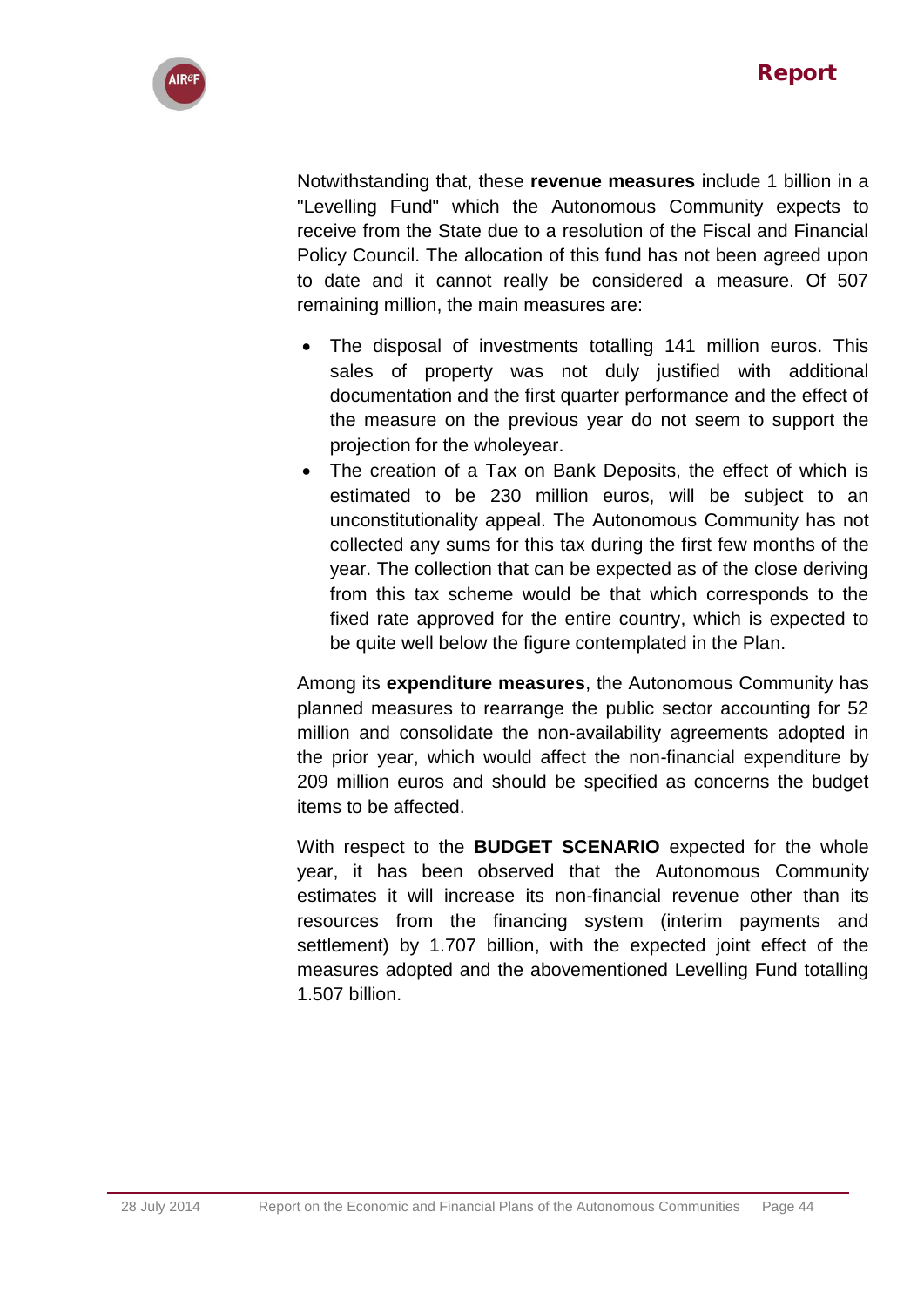Notwithstanding that, these **revenue measures** include 1 billion in a "Levelling Fund" which the Autonomous Community expects to receive from the State due to a resolution of the Fiscal and Financial Policy Council. The allocation of this fund has not been agreed upon to date and it cannot really be considered a measure. Of 507 remaining million, the main measures are:

- The disposal of investments totalling 141 million euros. This sales of property was not duly justified with additional documentation and the first quarter performance and the effect of the measure on the previous year do not seem to support the projection for the wholeyear.
- The creation of a Tax on Bank Deposits, the effect of which is estimated to be 230 million euros, will be subject to an unconstitutionality appeal. The Autonomous Community has not collected any sums for this tax during the first few months of the year. The collection that can be expected as of the close deriving from this tax scheme would be that which corresponds to the fixed rate approved for the entire country, which is expected to be quite well below the figure contemplated in the Plan.

Among its **expenditure measures**, the Autonomous Community has planned measures to rearrange the public sector accounting for 52 million and consolidate the non-availability agreements adopted in the prior year, which would affect the non-financial expenditure by 209 million euros and should be specified as concerns the budget items to be affected.

With respect to the **BUDGET SCENARIO** expected for the whole year, it has been observed that the Autonomous Community estimates it will increase its non-financial revenue other than its resources from the financing system (interim payments and settlement) by 1.707 billion, with the expected joint effect of the measures adopted and the abovementioned Levelling Fund totalling 1.507 billion.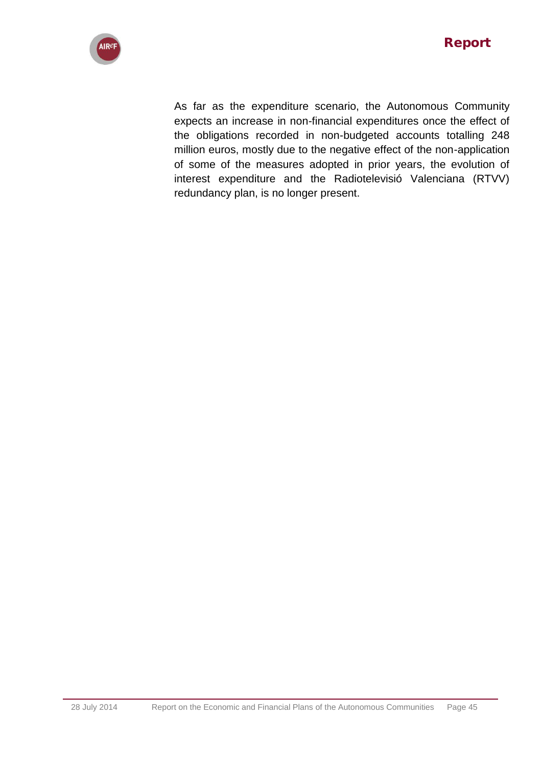As far as the expenditure scenario, the Autonomous Community expects an increase in non-financial expenditures once the effect of the obligations recorded in non-budgeted accounts totalling 248 million euros, mostly due to the negative effect of the non-application of some of the measures adopted in prior years, the evolution of interest expenditure and the Radiotelevisió Valenciana (RTVV) redundancy plan, is no longer present.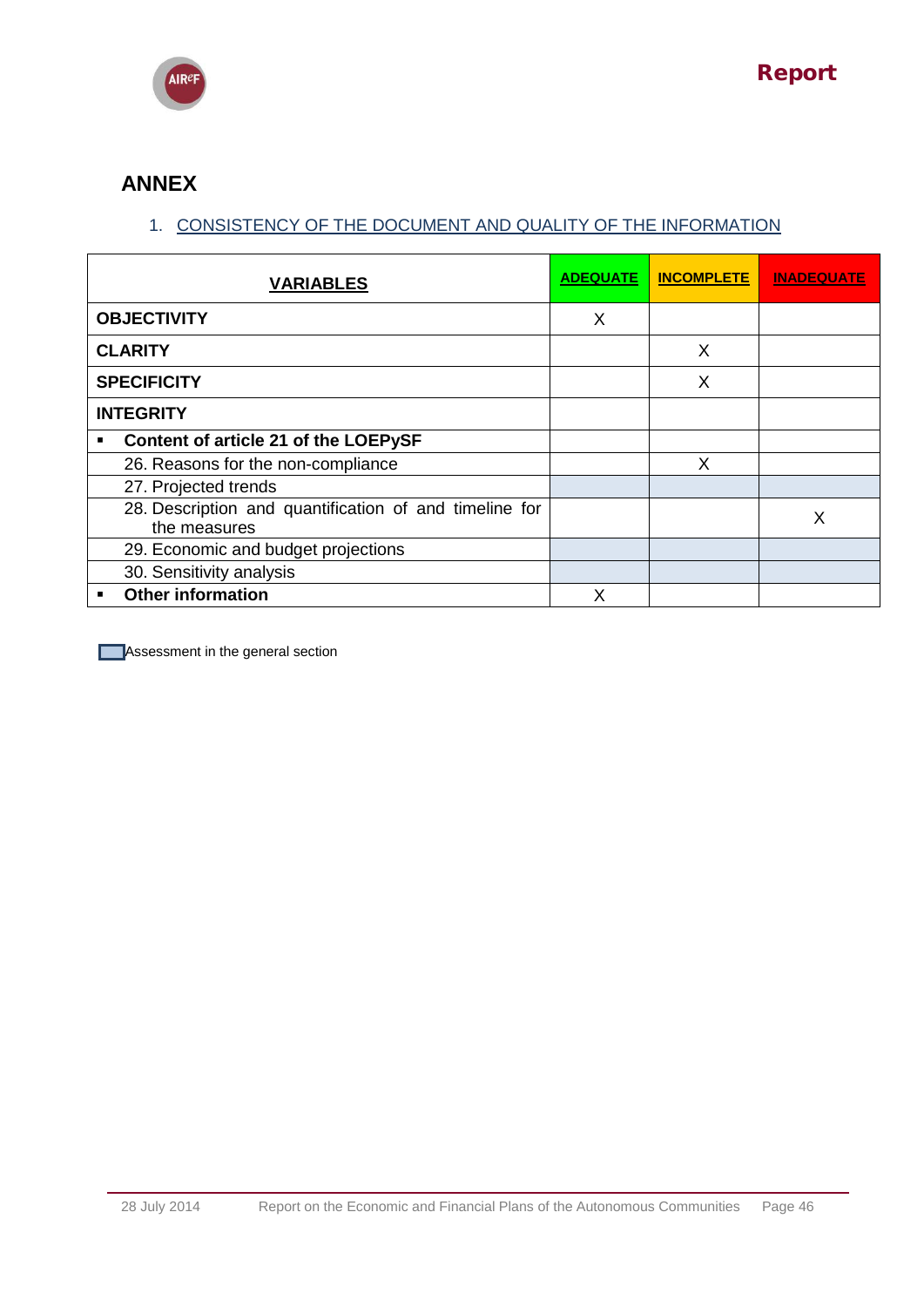## ANNEX

1. CONSISTENCY OF THE DOCUMENT AND QUALITY OF THE INFORMATION

| VARIABLES | ADEQUATE | INCOMPLETE | INADEQUATE |
|---|---|---|---|
| **OBJECTIVITY** | X | | |
| **CLARITY** | | X | |
| **SPECIFICITY** | | X | |
| **INTEGRITY** | | | |
| ▪ **Content of article 21 of the LOEPySF** | | | |
| 26. Reasons for the non-compliance | | X | |
| 27. Projected trends | | | |
| 28. Description and quantification of and timeline for the measures | | | X |
| 29. Economic and budget projections | | | |
| 30. Sensitivity analysis | | | |
| ▪ **Other information** | X | | |

Assessment in the general section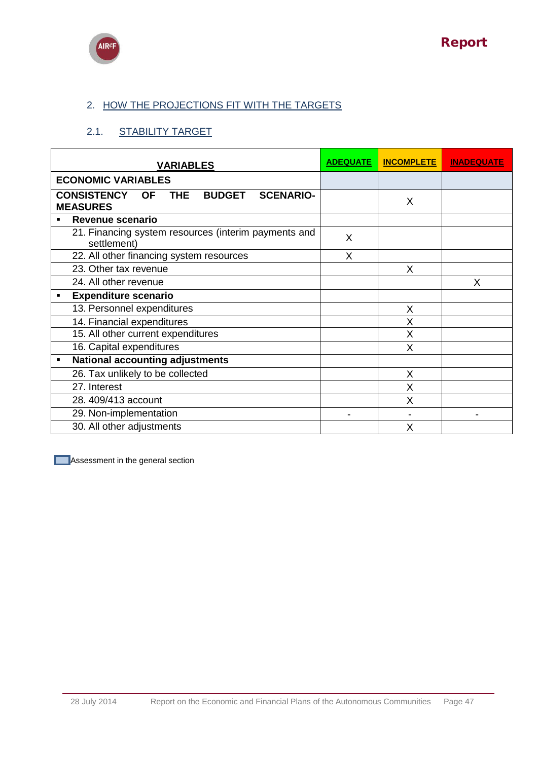## 2. HOW THE PROJECTIONS FIT WITH THE TARGETS

### 2.1. STABILITY TARGET

| VARIABLES | ADEQUATE | INCOMPLETE | INADEQUATE |
|---|---|---|---|
| **ECONOMIC VARIABLES** | | | |
| **CONSISTENCY OF THE BUDGET SCENARIO-MEASURES** | | X | |
| ▪ **Revenue scenario** | | | |
| 21. Financing system resources (interim payments and settlement) | X | | |
| 22. All other financing system resources | X | | |
| 23. Other tax revenue | | X | |
| 24. All other revenue | | | X |
| ▪ **Expenditure scenario** | | | |
| 13. Personnel expenditures | | X | |
| 14. Financial expenditures | | X | |
| 15. All other current expenditures | | X | |
| 16. Capital expenditures | | X | |
| ▪ **National accounting adjustments** | | | |
| 26. Tax unlikely to be collected | | X | |
| 27. Interest | | X | |
| 28. 409/413 account | | X | |
| 29. Non-implementation | - | - | - |
| 30. All other adjustments | | X | |

Assessment in the general section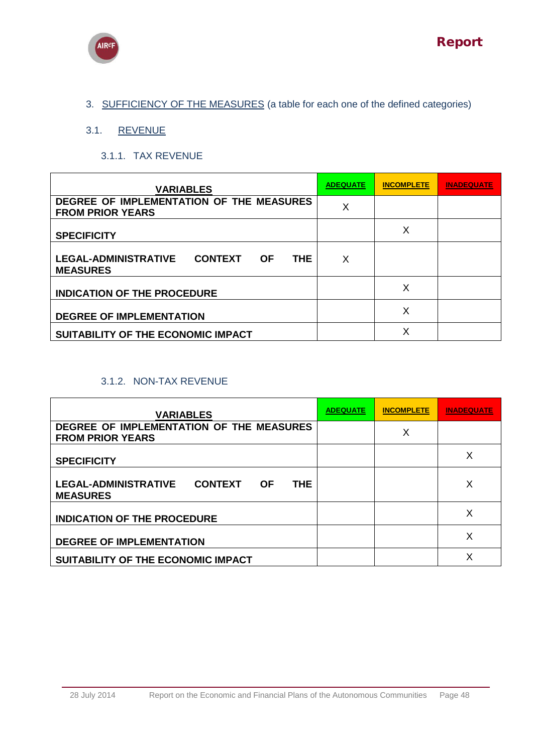3. SUFFICIENCY OF THE MEASURES (a table for each one of the defined categories)

## 3.1. REVENUE

### 3.1.1. TAX REVENUE

| VARIABLES | ADEQUATE | INCOMPLETE | INADEQUATE |
|---|---|---|---|
| DEGREE OF IMPLEMENTATION OF THE MEASURES FROM PRIOR YEARS | X | | |
| SPECIFICITY | | X | |
| LEGAL-ADMINISTRATIVE CONTEXT OF THE MEASURES | X | | |
| INDICATION OF THE PROCEDURE | | X | |
| DEGREE OF IMPLEMENTATION | | X | |
| SUITABILITY OF THE ECONOMIC IMPACT | | X | |

### 3.1.2. NON-TAX REVENUE

| VARIABLES | ADEQUATE | INCOMPLETE | INADEQUATE |
|---|---|---|---|
| DEGREE OF IMPLEMENTATION OF THE MEASURES FROM PRIOR YEARS | | X | |
| SPECIFICITY | | | X |
| LEGAL-ADMINISTRATIVE CONTEXT OF THE MEASURES | | | X |
| INDICATION OF THE PROCEDURE | | | X |
| DEGREE OF IMPLEMENTATION | | | X |
| SUITABILITY OF THE ECONOMIC IMPACT | | | X |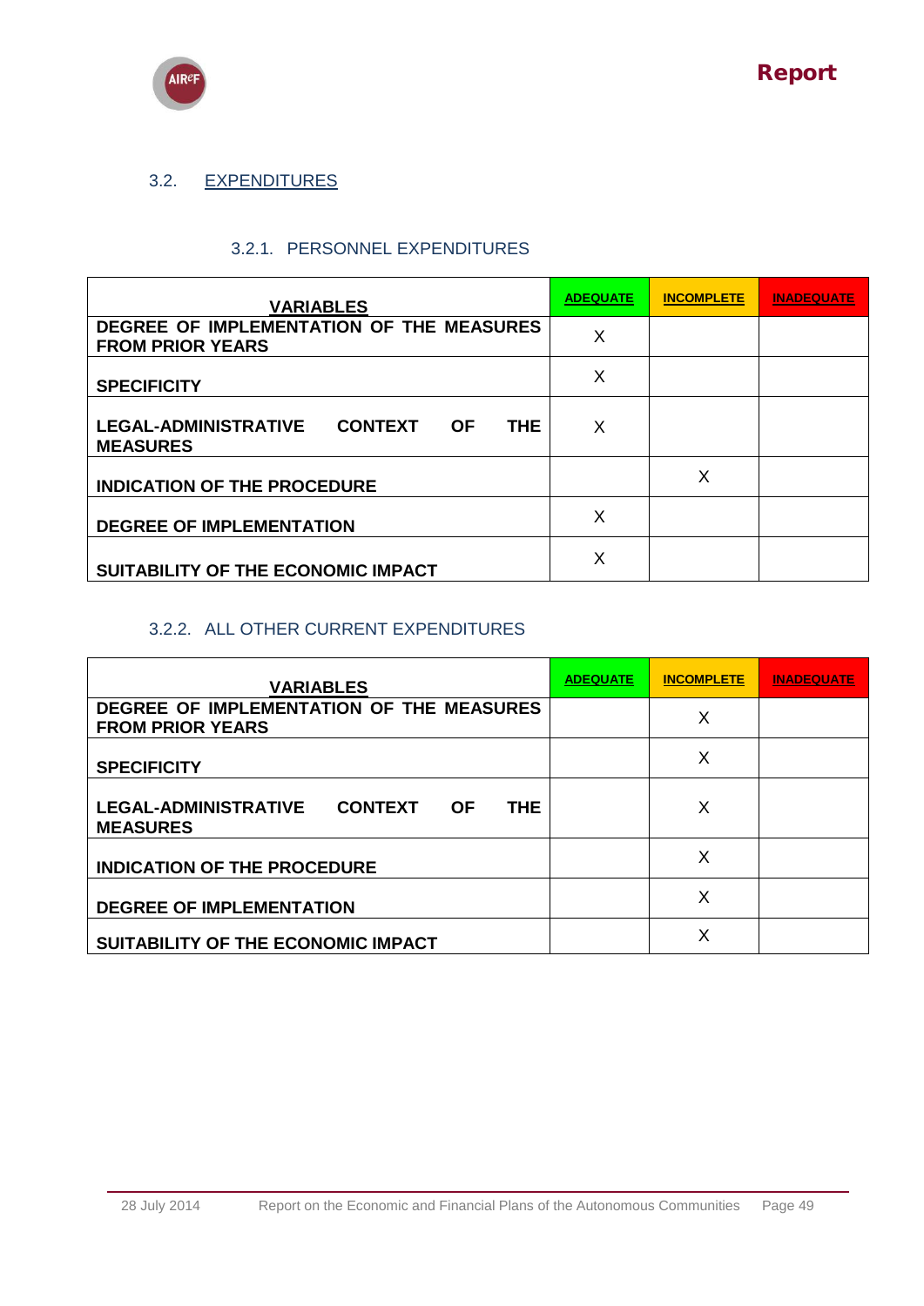## 3.2. EXPENDITURES

### 3.2.1. PERSONNEL EXPENDITURES

| VARIABLES | ADEQUATE | INCOMPLETE | INADEQUATE |
|---|---|---|---|
| DEGREE OF IMPLEMENTATION OF THE MEASURES FROM PRIOR YEARS | X | | |
| SPECIFICITY | X | | |
| LEGAL-ADMINISTRATIVE CONTEXT OF THE MEASURES | X | | |
| INDICATION OF THE PROCEDURE | | X | |
| DEGREE OF IMPLEMENTATION | X | | |
| SUITABILITY OF THE ECONOMIC IMPACT | X | | |

### 3.2.2. ALL OTHER CURRENT EXPENDITURES

| VARIABLES | ADEQUATE | INCOMPLETE | INADEQUATE |
|---|---|---|---|
| DEGREE OF IMPLEMENTATION OF THE MEASURES FROM PRIOR YEARS | | X | |
| SPECIFICITY | | X | |
| LEGAL-ADMINISTRATIVE CONTEXT OF THE MEASURES | | X | |
| INDICATION OF THE PROCEDURE | | X | |
| DEGREE OF IMPLEMENTATION | | X | |
| SUITABILITY OF THE ECONOMIC IMPACT | | X | |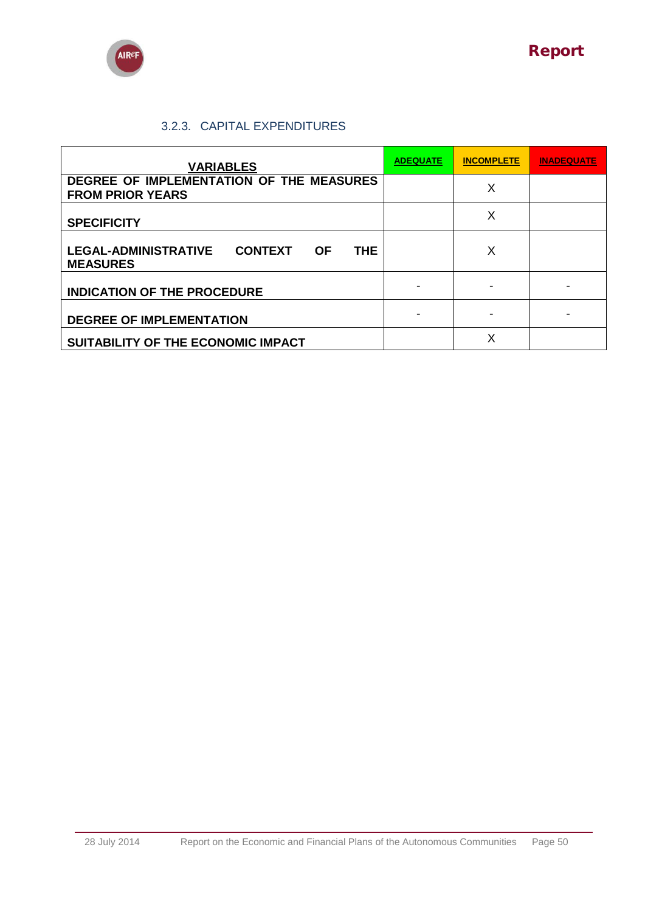### 3.2.3. CAPITAL EXPENDITURES

| VARIABLES | ADEQUATE | INCOMPLETE | INADEQUATE |
|---|---|---|---|
| DEGREE OF IMPLEMENTATION OF THE MEASURES FROM PRIOR YEARS | | X | |
| SPECIFICITY | | X | |
| LEGAL-ADMINISTRATIVE CONTEXT OF THE MEASURES | | X | |
| INDICATION OF THE PROCEDURE | - | - | - |
| DEGREE OF IMPLEMENTATION | - | - | - |
| SUITABILITY OF THE ECONOMIC IMPACT | | X | |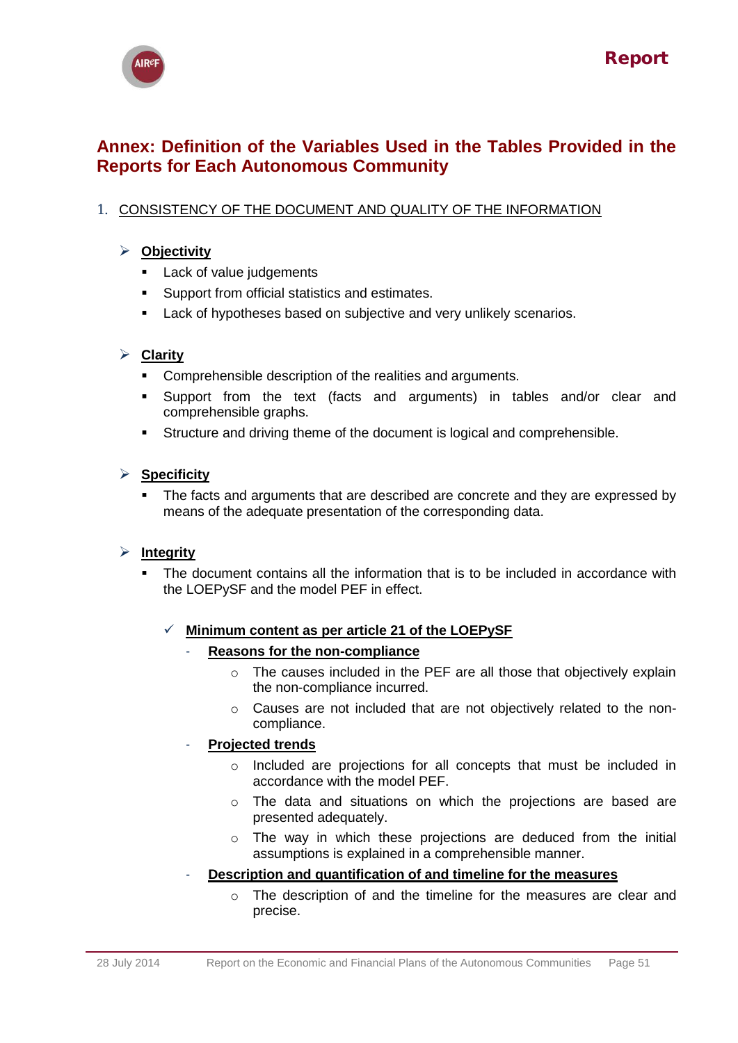# Annex: Definition of the Variables Used in the Tables Provided in the Reports for Each Autonomous Community

## 1. CONSISTENCY OF THE DOCUMENT AND QUALITY OF THE INFORMATION

- **Objectivity**
  - Lack of value judgements
  - Support from official statistics and estimates.
  - Lack of hypotheses based on subjective and very unlikely scenarios.

- **Clarity**
  - Comprehensible description of the realities and arguments.
  - Support from the text (facts and arguments) in tables and/or clear and comprehensible graphs.
  - Structure and driving theme of the document is logical and comprehensible.

- **Specificity**
  - The facts and arguments that are described are concrete and they are expressed by means of the adequate presentation of the corresponding data.

- **Integrity**
  - The document contains all the information that is to be included in accordance with the LOEPySF and the model PEF in effect.

    - **Minimum content as per article 21 of the LOEPySF**
      - **Reasons for the non-compliance**
        - The causes included in the PEF are all those that objectively explain the non-compliance incurred.
        - Causes are not included that are not objectively related to the non-compliance.
      - **Projected trends**
        - Included are projections for all concepts that must be included in accordance with the model PEF.
        - The data and situations on which the projections are based are presented adequately.
        - The way in which these projections are deduced from the initial assumptions is explained in a comprehensible manner.
      - **Description and quantification of and timeline for the measures**
        - The description of and the timeline for the measures are clear and precise.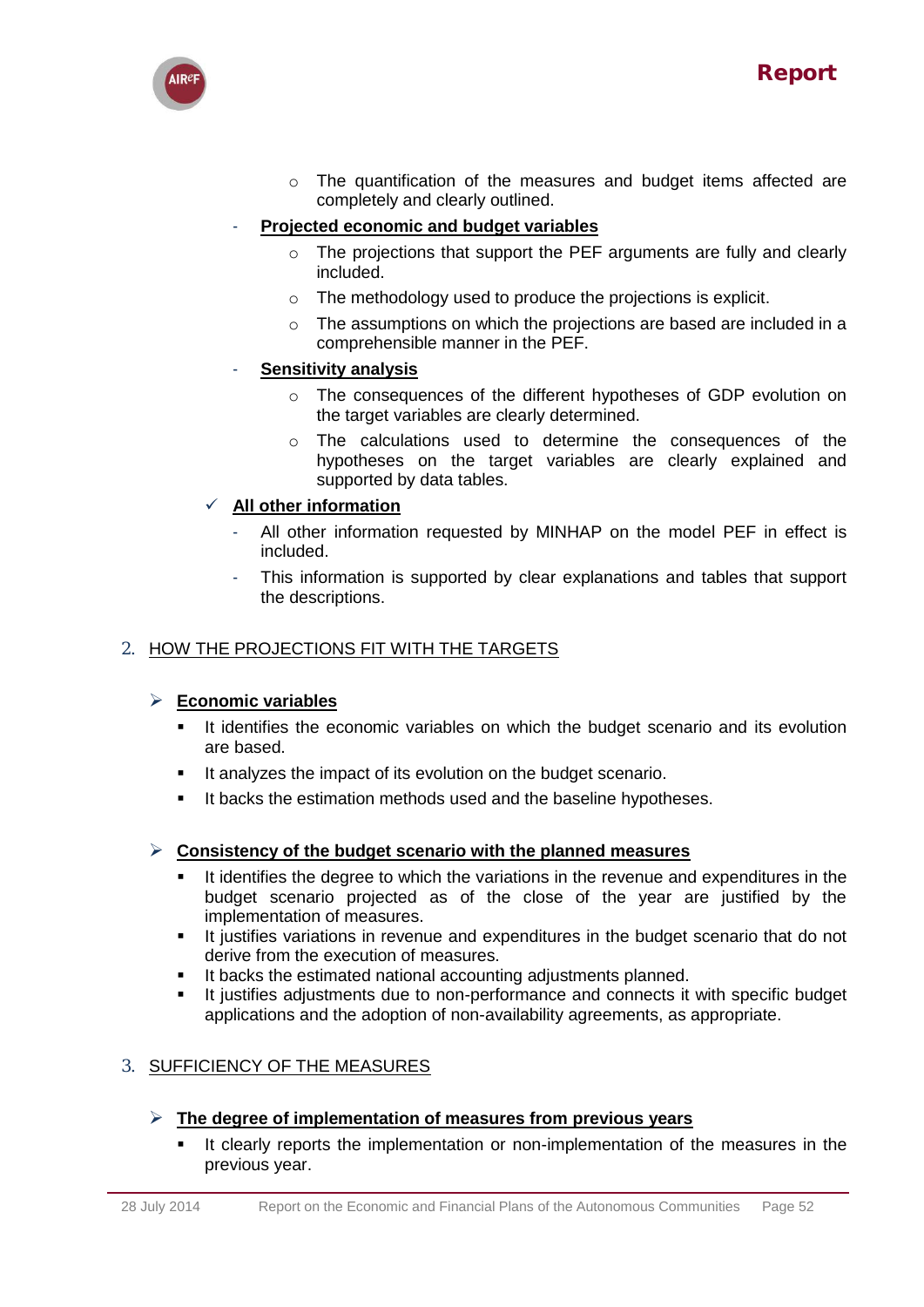- The quantification of the measures and budget items affected are completely and clearly outlined.

- **Projected economic and budget variables**
  - The projections that support the PEF arguments are fully and clearly included.
  - The methodology used to produce the projections is explicit.
  - The assumptions on which the projections are based are included in a comprehensible manner in the PEF.

- **Sensitivity analysis**
  - The consequences of the different hypotheses of GDP evolution on the target variables are clearly determined.
  - The calculations used to determine the consequences of the hypotheses on the target variables are clearly explained and supported by data tables.

✓ **All other information**

- All other information requested by MINHAP on the model PEF in effect is included.
- This information is supported by clear explanations and tables that support the descriptions.

## 2. HOW THE PROJECTIONS FIT WITH THE TARGETS

### ➢ Economic variables

- It identifies the economic variables on which the budget scenario and its evolution are based.
- It analyzes the impact of its evolution on the budget scenario.
- It backs the estimation methods used and the baseline hypotheses.

### ➢ Consistency of the budget scenario with the planned measures

- It identifies the degree to which the variations in the revenue and expenditures in the budget scenario projected as of the close of the year are justified by the implementation of measures.
- It justifies variations in revenue and expenditures in the budget scenario that do not derive from the execution of measures.
- It backs the estimated national accounting adjustments planned.
- It justifies adjustments due to non-performance and connects it with specific budget applications and the adoption of non-availability agreements, as appropriate.

## 3. SUFFICIENCY OF THE MEASURES

### ➢ The degree of implementation of measures from previous years

- It clearly reports the implementation or non-implementation of the measures in the previous year.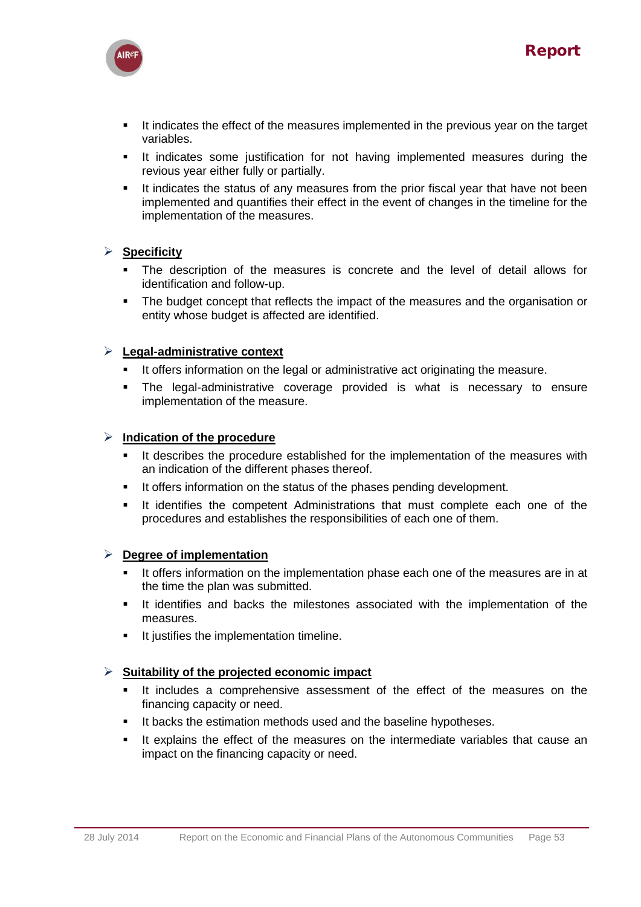- It indicates the effect of the measures implemented in the previous year on the target variables.
- It indicates some justification for not having implemented measures during the revious year either fully or partially.
- It indicates the status of any measures from the prior fiscal year that have not been implemented and quantifies their effect in the event of changes in the timeline for the implementation of the measures.

- **Specificity**
  - The description of the measures is concrete and the level of detail allows for identification and follow-up.
  - The budget concept that reflects the impact of the measures and the organisation or entity whose budget is affected are identified.

- **Legal-administrative context**
  - It offers information on the legal or administrative act originating the measure.
  - The legal-administrative coverage provided is what is necessary to ensure implementation of the measure.

- **Indication of the procedure**
  - It describes the procedure established for the implementation of the measures with an indication of the different phases thereof.
  - It offers information on the status of the phases pending development.
  - It identifies the competent Administrations that must complete each one of the procedures and establishes the responsibilities of each one of them.

- **Degree of implementation**
  - It offers information on the implementation phase each one of the measures are in at the time the plan was submitted.
  - It identifies and backs the milestones associated with the implementation of the measures.
  - It justifies the implementation timeline.

- **Suitability of the projected economic impact**
  - It includes a comprehensive assessment of the effect of the measures on the financing capacity or need.
  - It backs the estimation methods used and the baseline hypotheses.
  - It explains the effect of the measures on the intermediate variables that cause an impact on the financing capacity or need.